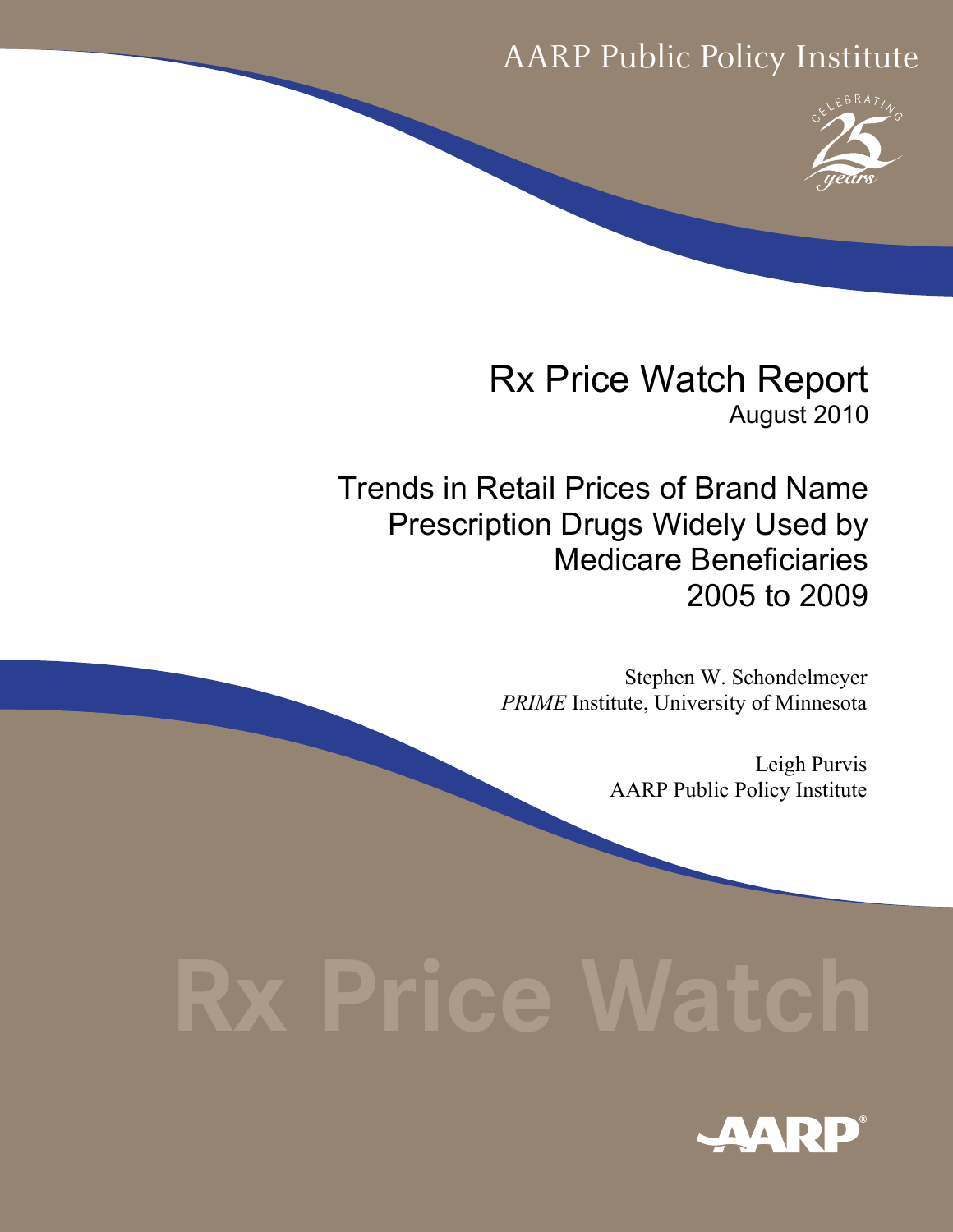AARP Public Policy Institute

CELEBRATING 25 years

# Rx Price Watch Report

August 2010

## Trends in Retail Prices of Brand Name Prescription Drugs Widely Used by Medicare Beneficiaries 2005 to 2009

Stephen W. Schondelmeyer
*PRIME* Institute, University of Minnesota

Leigh Purvis
AARP Public Policy Institute

Rx Price Watch

AARP®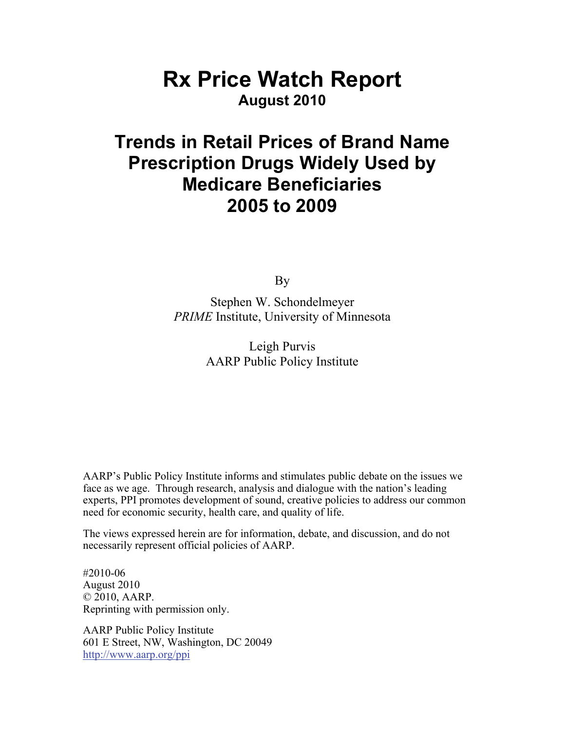# Rx Price Watch Report

**August 2010**

## Trends in Retail Prices of Brand Name Prescription Drugs Widely Used by Medicare Beneficiaries 2005 to 2009

By

Stephen W. Schondelmeyer
*PRIME* Institute, University of Minnesota

Leigh Purvis
AARP Public Policy Institute

AARP's Public Policy Institute informs and stimulates public debate on the issues we face as we age. Through research, analysis and dialogue with the nation's leading experts, PPI promotes development of sound, creative policies to address our common need for economic security, health care, and quality of life.

The views expressed herein are for information, debate, and discussion, and do not necessarily represent official policies of AARP.

#2010-06
August 2010
© 2010, AARP.
Reprinting with permission only.

AARP Public Policy Institute
601 E Street, NW, Washington, DC 20049
http://www.aarp.org/ppi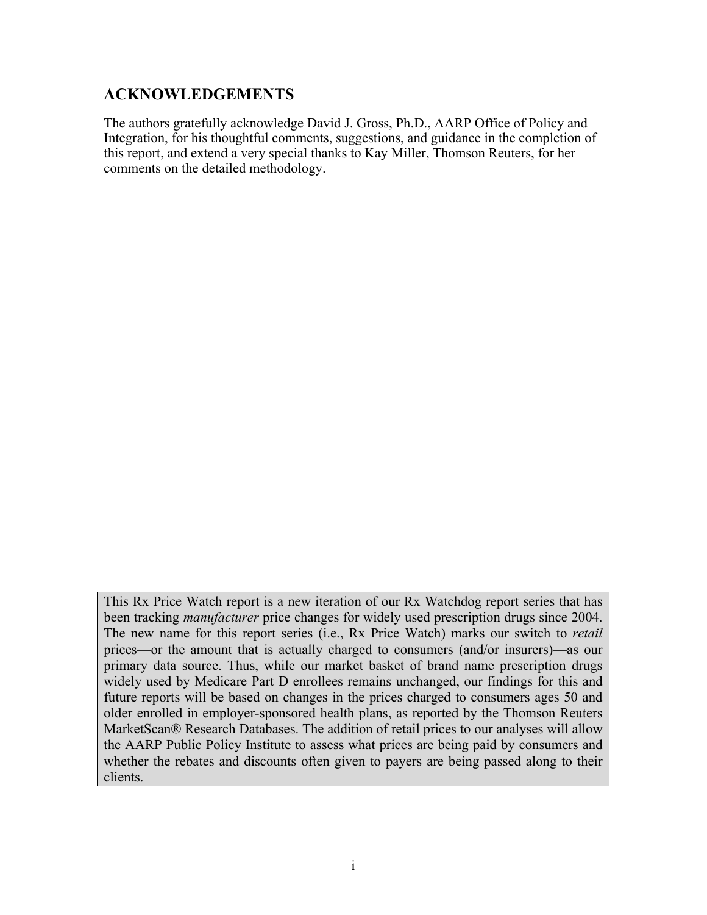## ACKNOWLEDGEMENTS

The authors gratefully acknowledge David J. Gross, Ph.D., AARP Office of Policy and Integration, for his thoughtful comments, suggestions, and guidance in the completion of this report, and extend a very special thanks to Kay Miller, Thomson Reuters, for her comments on the detailed methodology.

> This Rx Price Watch report is a new iteration of our Rx Watchdog report series that has been tracking *manufacturer* price changes for widely used prescription drugs since 2004. The new name for this report series (i.e., Rx Price Watch) marks our switch to *retail* prices—or the amount that is actually charged to consumers (and/or insurers)—as our primary data source. Thus, while our market basket of brand name prescription drugs widely used by Medicare Part D enrollees remains unchanged, our findings for this and future reports will be based on changes in the prices charged to consumers ages 50 and older enrolled in employer-sponsored health plans, as reported by the Thomson Reuters MarketScan® Research Databases. The addition of retail prices to our analyses will allow the AARP Public Policy Institute to assess what prices are being paid by consumers and whether the rebates and discounts often given to payers are being passed along to their clients.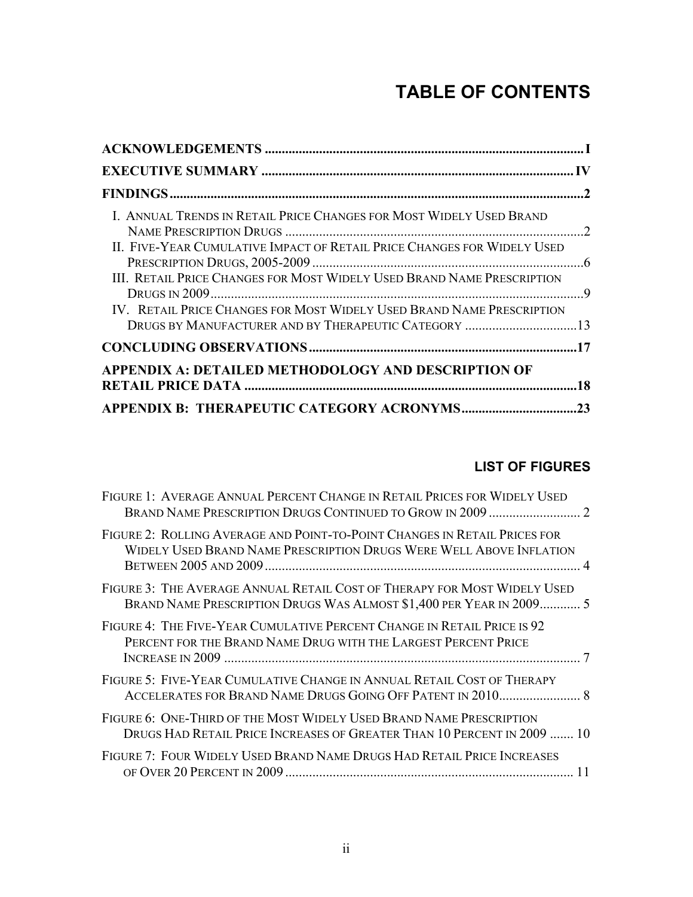# TABLE OF CONTENTS

**ACKNOWLEDGEMENTS** ............................................................................................I

**EXECUTIVE SUMMARY** .........................................................................................IV

**FINDINGS**.......................................................................................................................2

I. ANNUAL TRENDS IN RETAIL PRICE CHANGES FOR MOST WIDELY USED BRAND NAME PRESCRIPTION DRUGS .......................................................................................2

II. FIVE-YEAR CUMULATIVE IMPACT OF RETAIL PRICE CHANGES FOR WIDELY USED PRESCRIPTION DRUGS, 2005-2009 ...............................................................................6

III. RETAIL PRICE CHANGES FOR MOST WIDELY USED BRAND NAME PRESCRIPTION DRUGS IN 2009..............................................................................................................9

IV. RETAIL PRICE CHANGES FOR MOST WIDELY USED BRAND NAME PRESCRIPTION DRUGS BY MANUFACTURER AND BY THERAPEUTIC CATEGORY .................................13

**CONCLUDING OBSERVATIONS**...............................................................................17

**APPENDIX A: DETAILED METHODOLOGY AND DESCRIPTION OF RETAIL PRICE DATA** .................................................................................................18

**APPENDIX B: THERAPEUTIC CATEGORY ACRONYMS**..................................23

## LIST OF FIGURES

FIGURE 1: AVERAGE ANNUAL PERCENT CHANGE IN RETAIL PRICES FOR WIDELY USED BRAND NAME PRESCRIPTION DRUGS CONTINUED TO GROW IN 2009 ........................... 2

FIGURE 2: ROLLING AVERAGE AND POINT-TO-POINT CHANGES IN RETAIL PRICES FOR WIDELY USED BRAND NAME PRESCRIPTION DRUGS WERE WELL ABOVE INFLATION BETWEEN 2005 AND 2009 ............................................................................................. 4

FIGURE 3: THE AVERAGE ANNUAL RETAIL COST OF THERAPY FOR MOST WIDELY USED BRAND NAME PRESCRIPTION DRUGS WAS ALMOST $1,400 PER YEAR IN 2009............ 5

FIGURE 4: THE FIVE-YEAR CUMULATIVE PERCENT CHANGE IN RETAIL PRICE IS 92 PERCENT FOR THE BRAND NAME DRUG WITH THE LARGEST PERCENT PRICE INCREASE IN 2009 .......................................................................................................... 7

FIGURE 5: FIVE-YEAR CUMULATIVE CHANGE IN ANNUAL RETAIL COST OF THERAPY ACCELERATES FOR BRAND NAME DRUGS GOING OFF PATENT IN 2010........................ 8

FIGURE 6: ONE-THIRD OF THE MOST WIDELY USED BRAND NAME PRESCRIPTION DRUGS HAD RETAIL PRICE INCREASES OF GREATER THAN 10 PERCENT IN 2009 ....... 10

FIGURE 7: FOUR WIDELY USED BRAND NAME DRUGS HAD RETAIL PRICE INCREASES OF OVER 20 PERCENT IN 2009 ..................................................................................... 11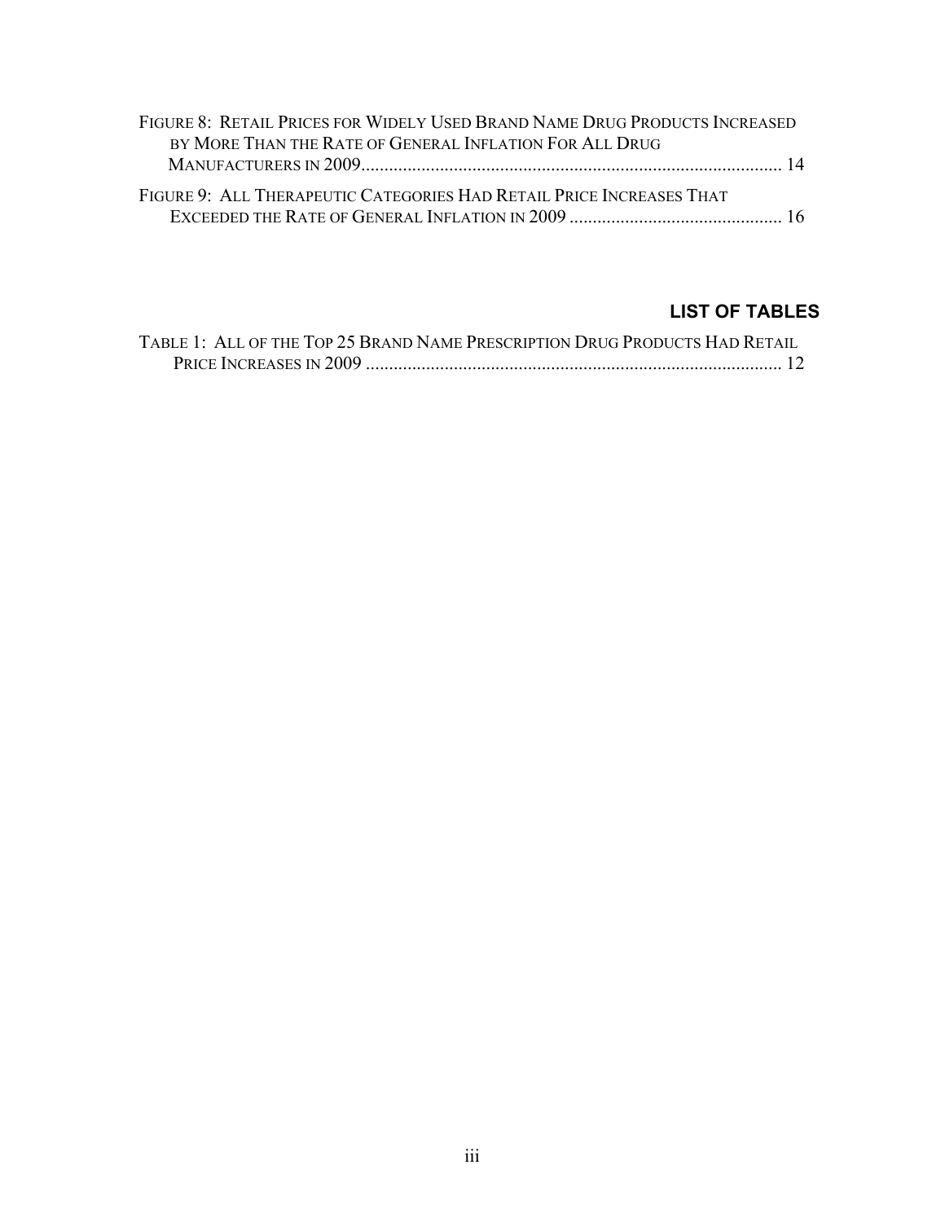Figure 8: Retail Prices for Widely Used Brand Name Drug Products Increased by More Than the Rate of General Inflation For All Drug Manufacturers in 2009 .......... 14

Figure 9: All Therapeutic Categories Had Retail Price Increases That Exceeded the Rate of General Inflation in 2009 .......... 16

## LIST OF TABLES

Table 1: All of the Top 25 Brand Name Prescription Drug Products Had Retail Price Increases in 2009 .......... 12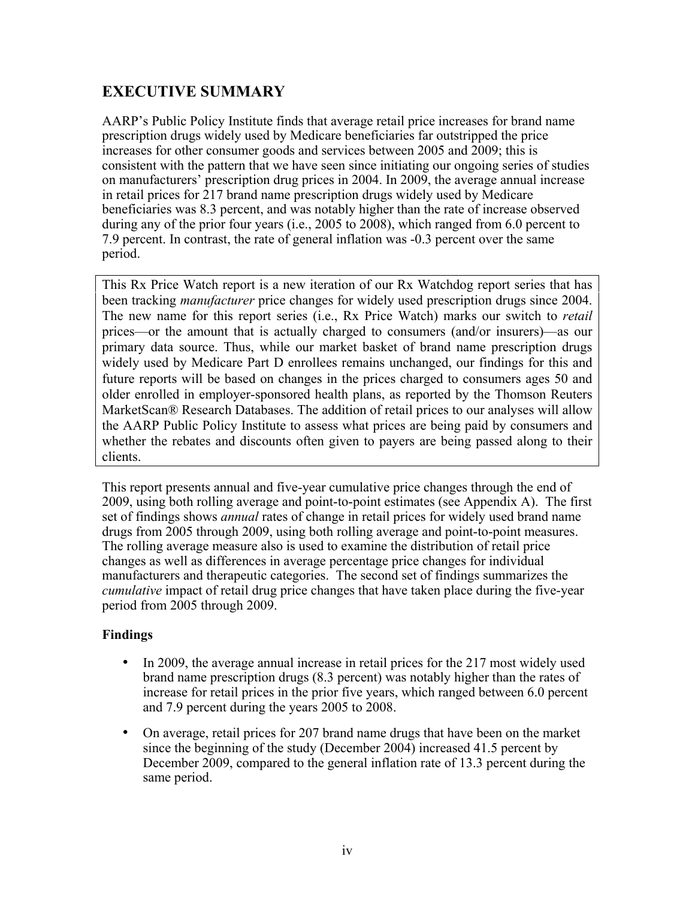## EXECUTIVE SUMMARY

AARP's Public Policy Institute finds that average retail price increases for brand name prescription drugs widely used by Medicare beneficiaries far outstripped the price increases for other consumer goods and services between 2005 and 2009; this is consistent with the pattern that we have seen since initiating our ongoing series of studies on manufacturers' prescription drug prices in 2004. In 2009, the average annual increase in retail prices for 217 brand name prescription drugs widely used by Medicare beneficiaries was 8.3 percent, and was notably higher than the rate of increase observed during any of the prior four years (i.e., 2005 to 2008), which ranged from 6.0 percent to 7.9 percent. In contrast, the rate of general inflation was -0.3 percent over the same period.

> This Rx Price Watch report is a new iteration of our Rx Watchdog report series that has been tracking *manufacturer* price changes for widely used prescription drugs since 2004. The new name for this report series (i.e., Rx Price Watch) marks our switch to *retail* prices—or the amount that is actually charged to consumers (and/or insurers)—as our primary data source. Thus, while our market basket of brand name prescription drugs widely used by Medicare Part D enrollees remains unchanged, our findings for this and future reports will be based on changes in the prices charged to consumers ages 50 and older enrolled in employer-sponsored health plans, as reported by the Thomson Reuters MarketScan® Research Databases. The addition of retail prices to our analyses will allow the AARP Public Policy Institute to assess what prices are being paid by consumers and whether the rebates and discounts often given to payers are being passed along to their clients.

This report presents annual and five-year cumulative price changes through the end of 2009, using both rolling average and point-to-point estimates (see Appendix A). The first set of findings shows *annual* rates of change in retail prices for widely used brand name drugs from 2005 through 2009, using both rolling average and point-to-point measures. The rolling average measure also is used to examine the distribution of retail price changes as well as differences in average percentage price changes for individual manufacturers and therapeutic categories. The second set of findings summarizes the *cumulative* impact of retail drug price changes that have taken place during the five-year period from 2005 through 2009.

### Findings

- In 2009, the average annual increase in retail prices for the 217 most widely used brand name prescription drugs (8.3 percent) was notably higher than the rates of increase for retail prices in the prior five years, which ranged between 6.0 percent and 7.9 percent during the years 2005 to 2008.
- On average, retail prices for 207 brand name drugs that have been on the market since the beginning of the study (December 2004) increased 41.5 percent by December 2009, compared to the general inflation rate of 13.3 percent during the same period.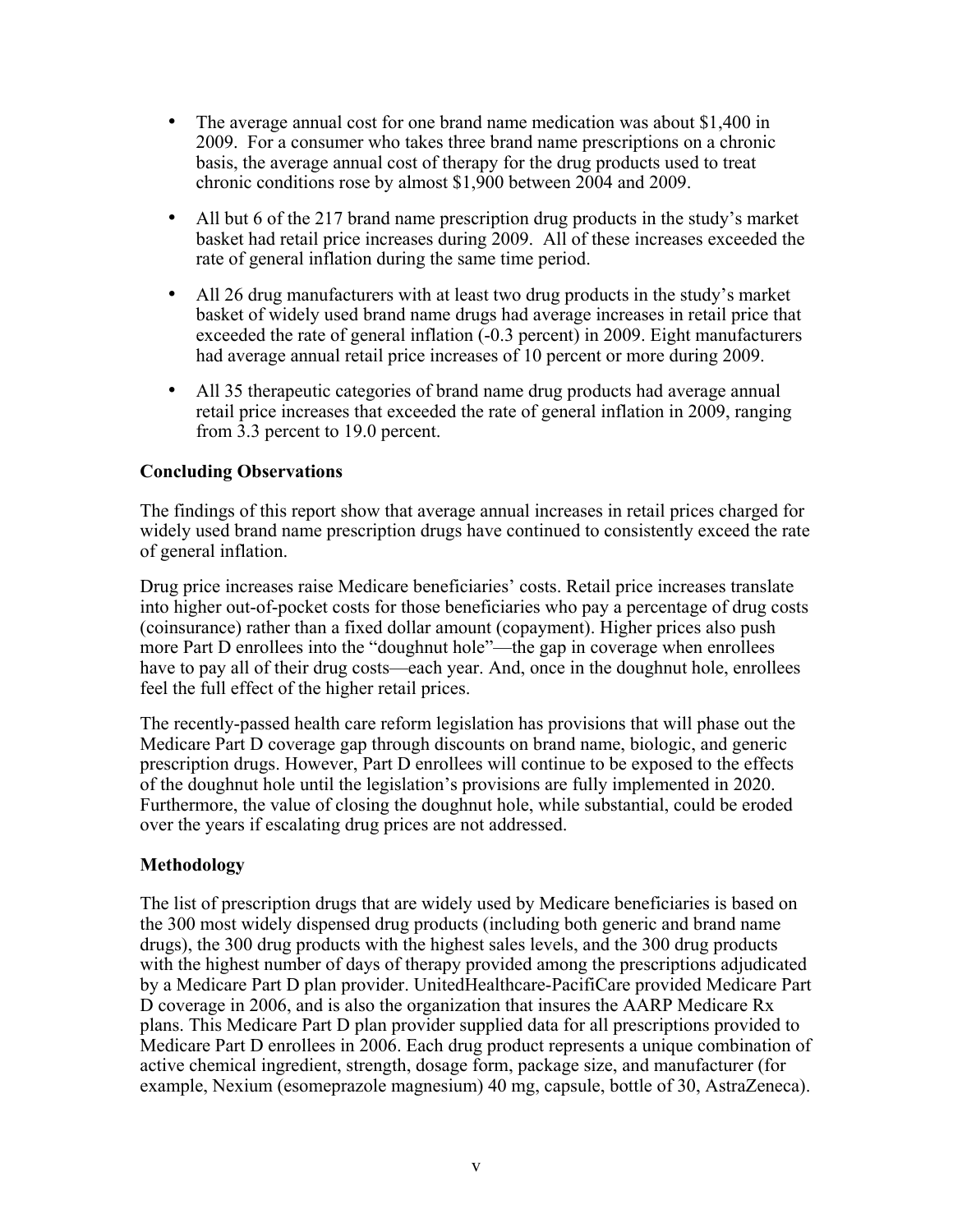- The average annual cost for one brand name medication was about $1,400 in 2009. For a consumer who takes three brand name prescriptions on a chronic basis, the average annual cost of therapy for the drug products used to treat chronic conditions rose by almost $1,900 between 2004 and 2009.
- All but 6 of the 217 brand name prescription drug products in the study's market basket had retail price increases during 2009. All of these increases exceeded the rate of general inflation during the same time period.
- All 26 drug manufacturers with at least two drug products in the study's market basket of widely used brand name drugs had average increases in retail price that exceeded the rate of general inflation (-0.3 percent) in 2009. Eight manufacturers had average annual retail price increases of 10 percent or more during 2009.
- All 35 therapeutic categories of brand name drug products had average annual retail price increases that exceeded the rate of general inflation in 2009, ranging from 3.3 percent to 19.0 percent.

**Concluding Observations**

The findings of this report show that average annual increases in retail prices charged for widely used brand name prescription drugs have continued to consistently exceed the rate of general inflation.

Drug price increases raise Medicare beneficiaries' costs. Retail price increases translate into higher out-of-pocket costs for those beneficiaries who pay a percentage of drug costs (coinsurance) rather than a fixed dollar amount (copayment). Higher prices also push more Part D enrollees into the "doughnut hole"—the gap in coverage when enrollees have to pay all of their drug costs—each year. And, once in the doughnut hole, enrollees feel the full effect of the higher retail prices.

The recently-passed health care reform legislation has provisions that will phase out the Medicare Part D coverage gap through discounts on brand name, biologic, and generic prescription drugs. However, Part D enrollees will continue to be exposed to the effects of the doughnut hole until the legislation's provisions are fully implemented in 2020. Furthermore, the value of closing the doughnut hole, while substantial, could be eroded over the years if escalating drug prices are not addressed.

**Methodology**

The list of prescription drugs that are widely used by Medicare beneficiaries is based on the 300 most widely dispensed drug products (including both generic and brand name drugs), the 300 drug products with the highest sales levels, and the 300 drug products with the highest number of days of therapy provided among the prescriptions adjudicated by a Medicare Part D plan provider. UnitedHealthcare-PacifiCare provided Medicare Part D coverage in 2006, and is also the organization that insures the AARP Medicare Rx plans. This Medicare Part D plan provider supplied data for all prescriptions provided to Medicare Part D enrollees in 2006. Each drug product represents a unique combination of active chemical ingredient, strength, dosage form, package size, and manufacturer (for example, Nexium (esomeprazole magnesium) 40 mg, capsule, bottle of 30, AstraZeneca).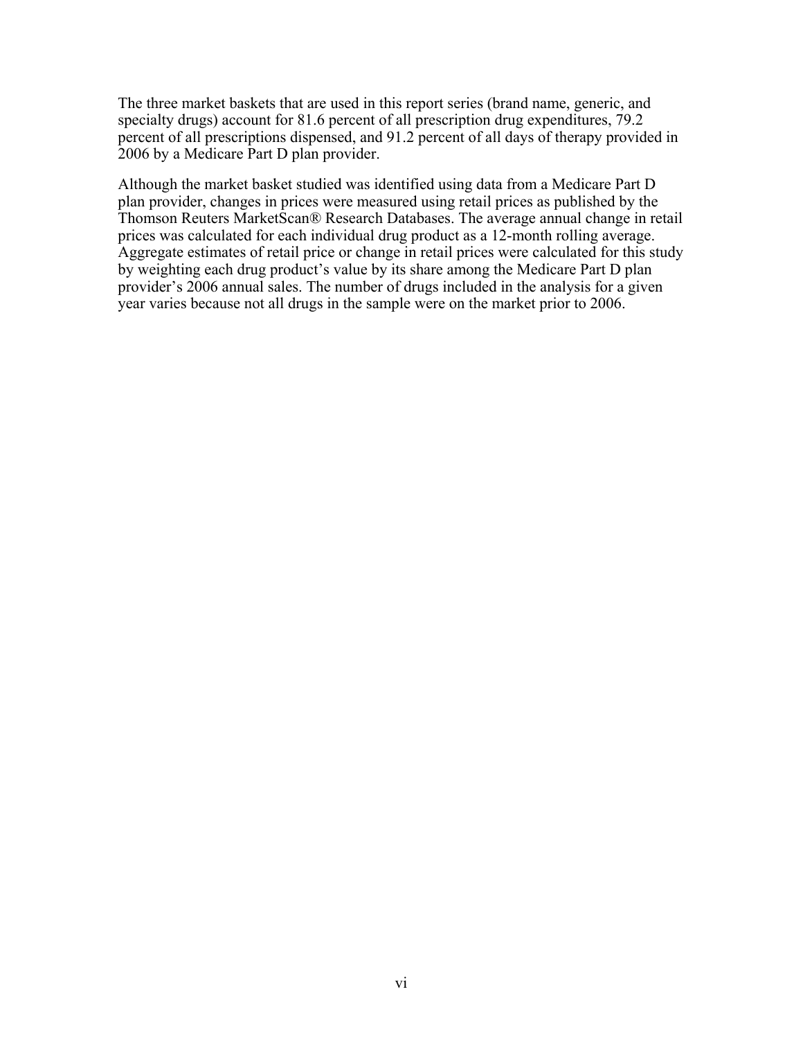The three market baskets that are used in this report series (brand name, generic, and specialty drugs) account for 81.6 percent of all prescription drug expenditures, 79.2 percent of all prescriptions dispensed, and 91.2 percent of all days of therapy provided in 2006 by a Medicare Part D plan provider.

Although the market basket studied was identified using data from a Medicare Part D plan provider, changes in prices were measured using retail prices as published by the Thomson Reuters MarketScan® Research Databases. The average annual change in retail prices was calculated for each individual drug product as a 12-month rolling average. Aggregate estimates of retail price or change in retail prices were calculated for this study by weighting each drug product's value by its share among the Medicare Part D plan provider's 2006 annual sales. The number of drugs included in the analysis for a given year varies because not all drugs in the sample were on the market prior to 2006.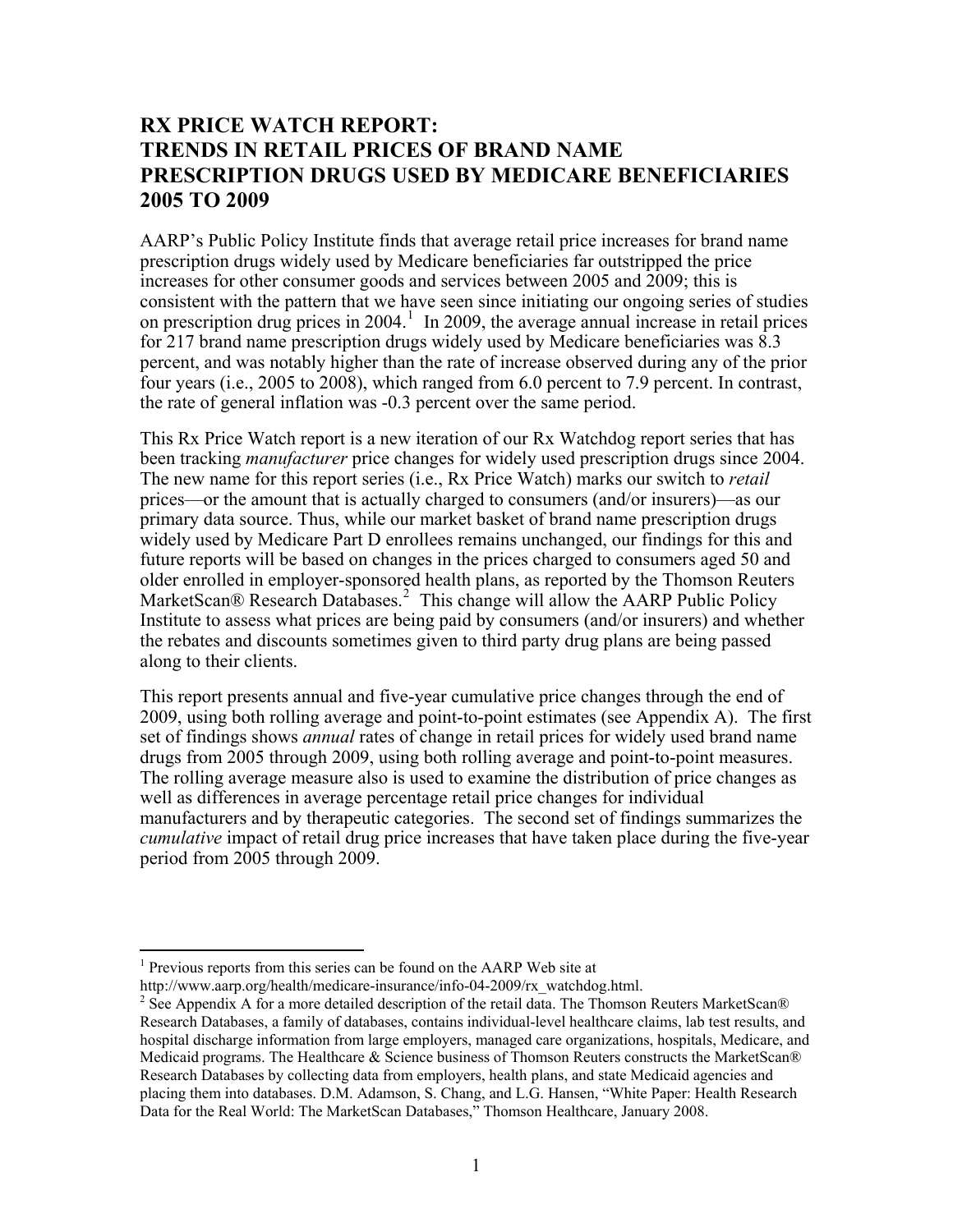# RX PRICE WATCH REPORT: TRENDS IN RETAIL PRICES OF BRAND NAME PRESCRIPTION DRUGS USED BY MEDICARE BENEFICIARIES 2005 TO 2009

AARP's Public Policy Institute finds that average retail price increases for brand name prescription drugs widely used by Medicare beneficiaries far outstripped the price increases for other consumer goods and services between 2005 and 2009; this is consistent with the pattern that we have seen since initiating our ongoing series of studies on prescription drug prices in 2004.[1] In 2009, the average annual increase in retail prices for 217 brand name prescription drugs widely used by Medicare beneficiaries was 8.3 percent, and was notably higher than the rate of increase observed during any of the prior four years (i.e., 2005 to 2008), which ranged from 6.0 percent to 7.9 percent. In contrast, the rate of general inflation was -0.3 percent over the same period.

This Rx Price Watch report is a new iteration of our Rx Watchdog report series that has been tracking *manufacturer* price changes for widely used prescription drugs since 2004. The new name for this report series (i.e., Rx Price Watch) marks our switch to *retail* prices—or the amount that is actually charged to consumers (and/or insurers)—as our primary data source. Thus, while our market basket of brand name prescription drugs widely used by Medicare Part D enrollees remains unchanged, our findings for this and future reports will be based on changes in the prices charged to consumers aged 50 and older enrolled in employer-sponsored health plans, as reported by the Thomson Reuters MarketScan® Research Databases.[2] This change will allow the AARP Public Policy Institute to assess what prices are being paid by consumers (and/or insurers) and whether the rebates and discounts sometimes given to third party drug plans are being passed along to their clients.

This report presents annual and five-year cumulative price changes through the end of 2009, using both rolling average and point-to-point estimates (see Appendix A). The first set of findings shows *annual* rates of change in retail prices for widely used brand name drugs from 2005 through 2009, using both rolling average and point-to-point measures. The rolling average measure also is used to examine the distribution of price changes as well as differences in average percentage retail price changes for individual manufacturers and by therapeutic categories. The second set of findings summarizes the *cumulative* impact of retail drug price increases that have taken place during the five-year period from 2005 through 2009.

---

[1] Previous reports from this series can be found on the AARP Web site at http://www.aarp.org/health/medicare-insurance/info-04-2009/rx_watchdog.html.

[2] See Appendix A for a more detailed description of the retail data. The Thomson Reuters MarketScan® Research Databases, a family of databases, contains individual-level healthcare claims, lab test results, and hospital discharge information from large employers, managed care organizations, hospitals, Medicare, and Medicaid programs. The Healthcare & Science business of Thomson Reuters constructs the MarketScan® Research Databases by collecting data from employers, health plans, and state Medicaid agencies and placing them into databases. D.M. Adamson, S. Chang, and L.G. Hansen, "White Paper: Health Research Data for the Real World: The MarketScan Databases," Thomson Healthcare, January 2008.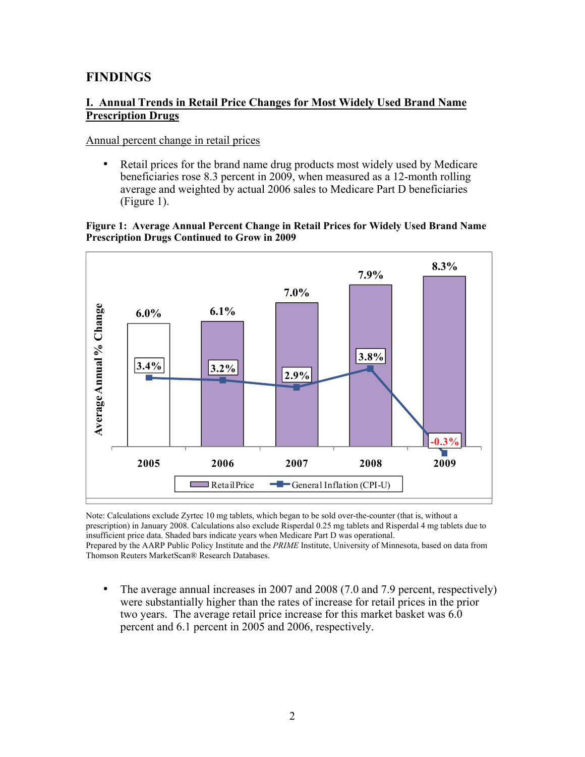## FINDINGS

### I. Annual Trends in Retail Price Changes for Most Widely Used Brand Name Prescription Drugs

Annual percent change in retail prices

- Retail prices for the brand name drug products most widely used by Medicare beneficiaries rose 8.3 percent in 2009, when measured as a 12-month rolling average and weighted by actual 2006 sales to Medicare Part D beneficiaries (Figure 1).

**Figure 1: Average Annual Percent Change in Retail Prices for Widely Used Brand Name Prescription Drugs Continued to Grow in 2009**

| Year | Retail Price | General Inflation (CPI-U) |
|---|---|---|
| 2005 | 6.0% | 3.4% |
| 2006 | 6.1% | 3.2% |
| 2007 | 7.0% | 2.9% |
| 2008 | 7.9% | 3.8% |
| 2009 | 8.3% | -0.3% |

Note: Calculations exclude Zyrtec 10 mg tablets, which began to be sold over-the-counter (that is, without a prescription) in January 2008. Calculations also exclude Risperdal 0.25 mg tablets and Risperdal 4 mg tablets due to insufficient price data. Shaded bars indicate years when Medicare Part D was operational.
Prepared by the AARP Public Policy Institute and the *PRIME* Institute, University of Minnesota, based on data from Thomson Reuters MarketScan® Research Databases.

- The average annual increases in 2007 and 2008 (7.0 and 7.9 percent, respectively) were substantially higher than the rates of increase for retail prices in the prior two years. The average retail price increase for this market basket was 6.0 percent and 6.1 percent in 2005 and 2006, respectively.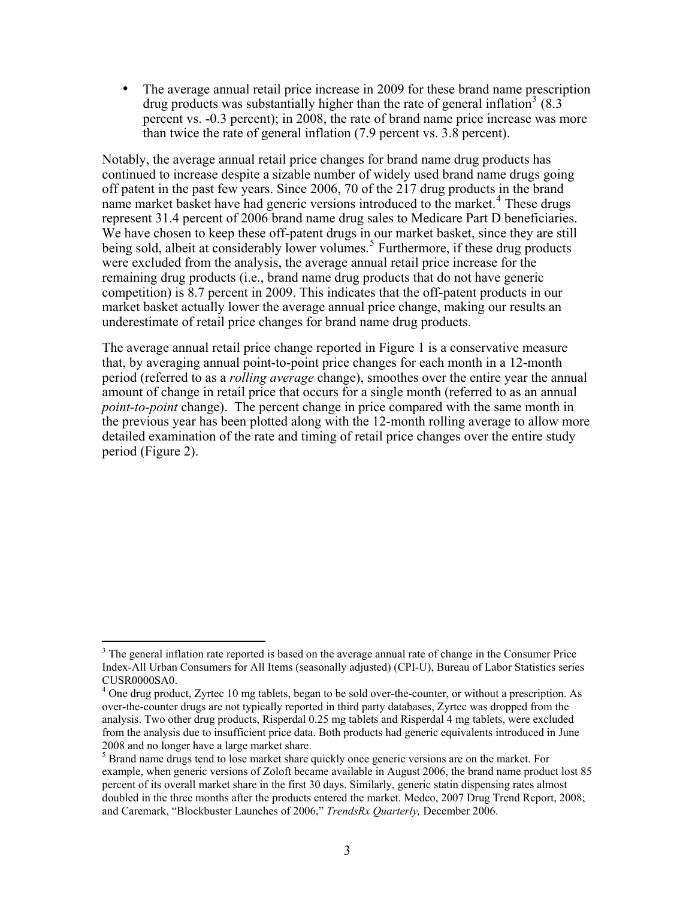- The average annual retail price increase in 2009 for these brand name prescription drug products was substantially higher than the rate of general inflation[3] (8.3 percent vs. -0.3 percent); in 2008, the rate of brand name price increase was more than twice the rate of general inflation (7.9 percent vs. 3.8 percent).

Notably, the average annual retail price changes for brand name drug products has continued to increase despite a sizable number of widely used brand name drugs going off patent in the past few years. Since 2006, 70 of the 217 drug products in the brand name market basket have had generic versions introduced to the market.[4] These drugs represent 31.4 percent of 2006 brand name drug sales to Medicare Part D beneficiaries. We have chosen to keep these off-patent drugs in our market basket, since they are still being sold, albeit at considerably lower volumes.[5] Furthermore, if these drug products were excluded from the analysis, the average annual retail price increase for the remaining drug products (i.e., brand name drug products that do not have generic competition) is 8.7 percent in 2009. This indicates that the off-patent products in our market basket actually lower the average annual price change, making our results an underestimate of retail price changes for brand name drug products.

The average annual retail price change reported in Figure 1 is a conservative measure that, by averaging annual point-to-point price changes for each month in a 12-month period (referred to as a *rolling average* change), smoothes over the entire year the annual amount of change in retail price that occurs for a single month (referred to as an annual *point-to-point* change). The percent change in price compared with the same month in the previous year has been plotted along with the 12-month rolling average to allow more detailed examination of the rate and timing of retail price changes over the entire study period (Figure 2).

---

[3] The general inflation rate reported is based on the average annual rate of change in the Consumer Price Index-All Urban Consumers for All Items (seasonally adjusted) (CPI-U), Bureau of Labor Statistics series CUSR0000SA0.

[4] One drug product, Zyrtec 10 mg tablets, began to be sold over-the-counter, or without a prescription. As over-the-counter drugs are not typically reported in third party databases, Zyrtec was dropped from the analysis. Two other drug products, Risperdal 0.25 mg tablets and Risperdal 4 mg tablets, were excluded from the analysis due to insufficient price data. Both products had generic equivalents introduced in June 2008 and no longer have a large market share.

[5] Brand name drugs tend to lose market share quickly once generic versions are on the market. For example, when generic versions of Zoloft became available in August 2006, the brand name product lost 85 percent of its overall market share in the first 30 days. Similarly, generic statin dispensing rates almost doubled in the three months after the products entered the market. Medco, 2007 Drug Trend Report, 2008; and Caremark, "Blockbuster Launches of 2006," *TrendsRx Quarterly,* December 2006.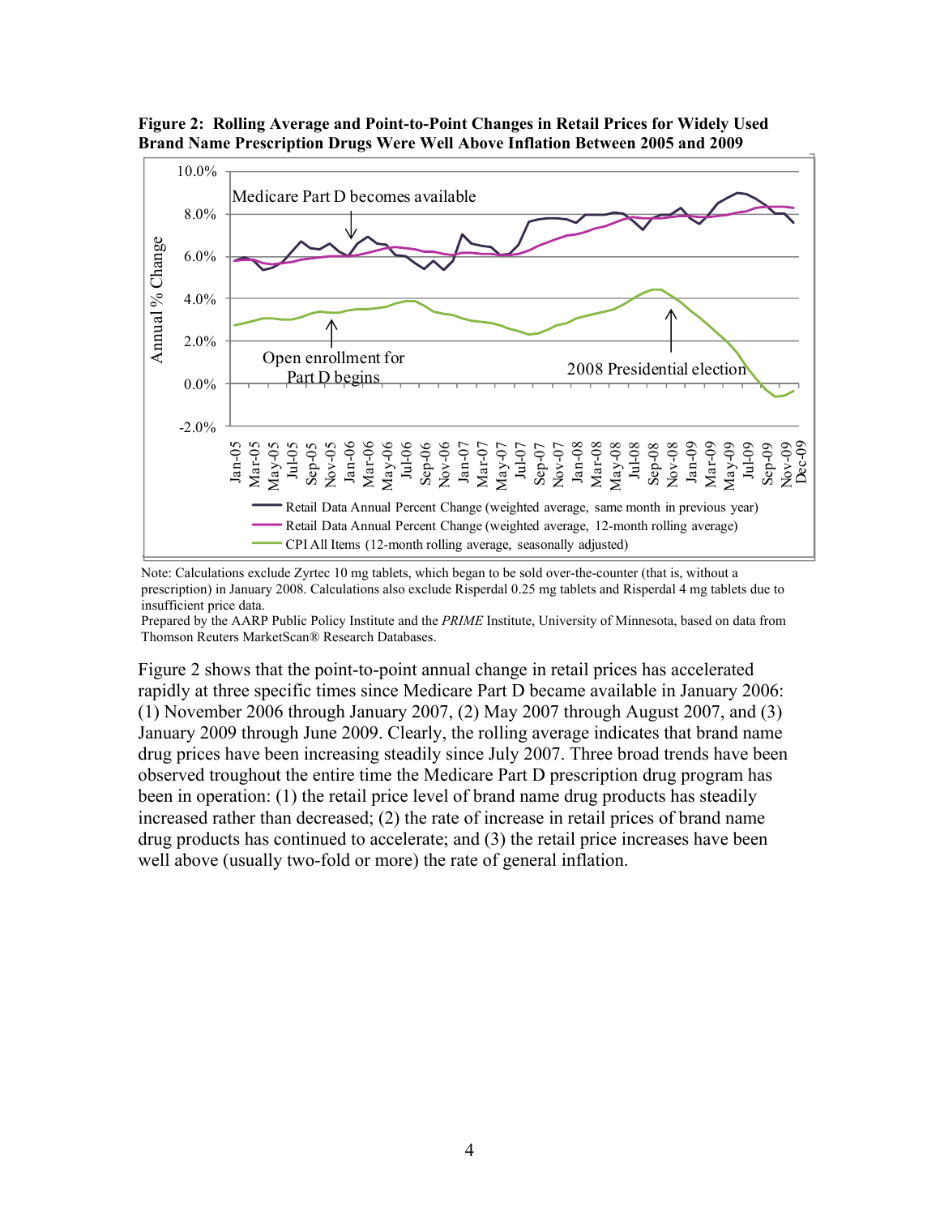**Figure 2: Rolling Average and Point-to-Point Changes in Retail Prices for Widely Used Brand Name Prescription Drugs Were Well Above Inflation Between 2005 and 2009**

Note: Calculations exclude Zyrtec 10 mg tablets, which began to be sold over-the-counter (that is, without a prescription) in January 2008. Calculations also exclude Risperdal 0.25 mg tablets and Risperdal 4 mg tablets due to insufficient price data.

Prepared by the AARP Public Policy Institute and the *PRIME* Institute, University of Minnesota, based on data from Thomson Reuters MarketScan® Research Databases.

Figure 2 shows that the point-to-point annual change in retail prices has accelerated rapidly at three specific times since Medicare Part D became available in January 2006: (1) November 2006 through January 2007, (2) May 2007 through August 2007, and (3) January 2009 through June 2009. Clearly, the rolling average indicates that brand name drug prices have been increasing steadily since July 2007. Three broad trends have been observed troughout the entire time the Medicare Part D prescription drug program has been in operation: (1) the retail price level of brand name drug products has steadily increased rather than decreased; (2) the rate of increase in retail prices of brand name drug products has continued to accelerate; and (3) the retail price increases have been well above (usually two-fold or more) the rate of general inflation.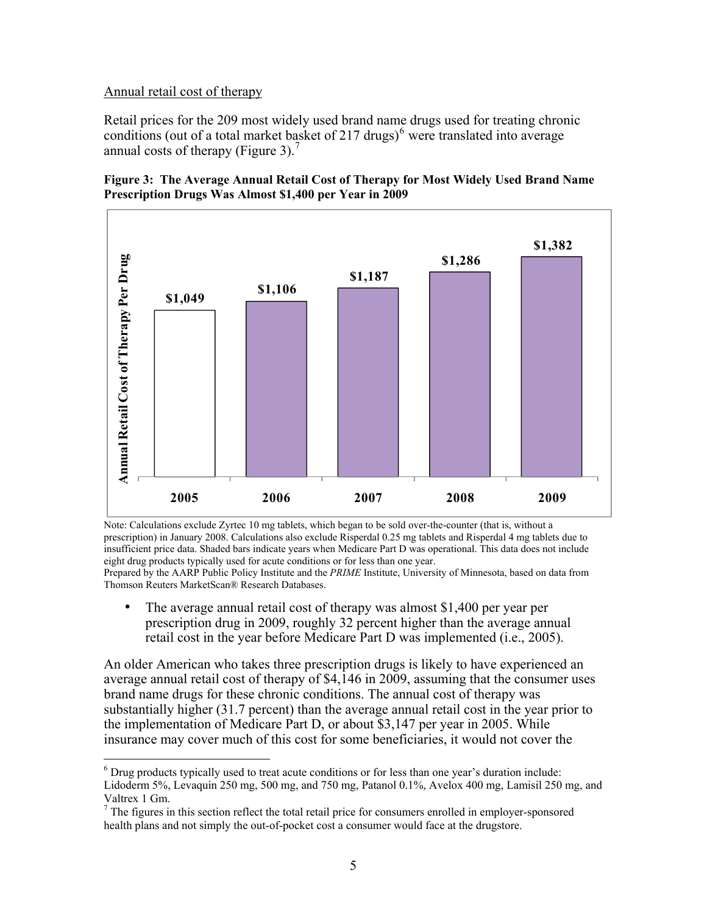Annual retail cost of therapy

Retail prices for the 209 most widely used brand name drugs used for treating chronic conditions (out of a total market basket of 217 drugs)[6] were translated into average annual costs of therapy (Figure 3).[7]

**Figure 3: The Average Annual Retail Cost of Therapy for Most Widely Used Brand Name Prescription Drugs Was Almost $1,400 per Year in 2009**

| Year | Annual Retail Cost of Therapy Per Drug |
|---|---|
| 2005 | $1,049 |
| 2006 | $1,106 |
| 2007 | $1,187 |
| 2008 | $1,286 |
| 2009 | $1,382 |

Note: Calculations exclude Zyrtec 10 mg tablets, which began to be sold over-the-counter (that is, without a prescription) in January 2008. Calculations also exclude Risperdal 0.25 mg tablets and Risperdal 4 mg tablets due to insufficient price data. Shaded bars indicate years when Medicare Part D was operational. This data does not include eight drug products typically used for acute conditions or for less than one year.
Prepared by the AARP Public Policy Institute and the *PRIME* Institute, University of Minnesota, based on data from Thomson Reuters MarketScan® Research Databases.

- The average annual retail cost of therapy was almost $1,400 per year per prescription drug in 2009, roughly 32 percent higher than the average annual retail cost in the year before Medicare Part D was implemented (i.e., 2005).

An older American who takes three prescription drugs is likely to have experienced an average annual retail cost of therapy of $4,146 in 2009, assuming that the consumer uses brand name drugs for these chronic conditions. The annual cost of therapy was substantially higher (31.7 percent) than the average annual retail cost in the year prior to the implementation of Medicare Part D, or about $3,147 per year in 2005. While insurance may cover much of this cost for some beneficiaries, it would not cover the

[6] Drug products typically used to treat acute conditions or for less than one year's duration include: Lidoderm 5%, Levaquin 250 mg, 500 mg, and 750 mg, Patanol 0.1%, Avelox 400 mg, Lamisil 250 mg, and Valtrex 1 Gm.

[7] The figures in this section reflect the total retail price for consumers enrolled in employer-sponsored health plans and not simply the out-of-pocket cost a consumer would face at the drugstore.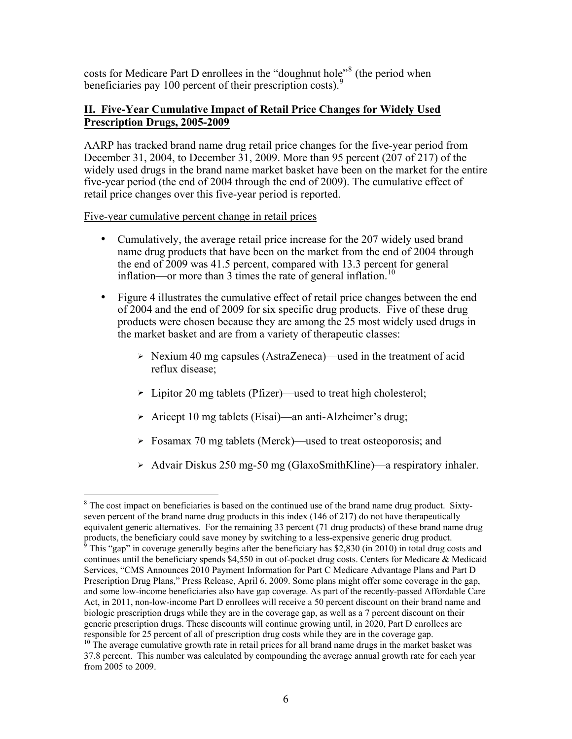costs for Medicare Part D enrollees in the "doughnut hole"[8] (the period when beneficiaries pay 100 percent of their prescription costs).[9]

## II. Five-Year Cumulative Impact of Retail Price Changes for Widely Used Prescription Drugs, 2005-2009

AARP has tracked brand name drug retail price changes for the five-year period from December 31, 2004, to December 31, 2009. More than 95 percent (207 of 217) of the widely used drugs in the brand name market basket have been on the market for the entire five-year period (the end of 2004 through the end of 2009). The cumulative effect of retail price changes over this five-year period is reported.

Five-year cumulative percent change in retail prices

- Cumulatively, the average retail price increase for the 207 widely used brand name drug products that have been on the market from the end of 2004 through the end of 2009 was 41.5 percent, compared with 13.3 percent for general inflation—or more than 3 times the rate of general inflation.[10]
- Figure 4 illustrates the cumulative effect of retail price changes between the end of 2004 and the end of 2009 for six specific drug products. Five of these drug products were chosen because they are among the 25 most widely used drugs in the market basket and are from a variety of therapeutic classes:
  - Nexium 40 mg capsules (AstraZeneca)—used in the treatment of acid reflux disease;
  - Lipitor 20 mg tablets (Pfizer)—used to treat high cholesterol;
  - Aricept 10 mg tablets (Eisai)—an anti-Alzheimer's drug;
  - Fosamax 70 mg tablets (Merck)—used to treat osteoporosis; and
  - Advair Diskus 250 mg-50 mg (GlaxoSmithKline)—a respiratory inhaler.

---

[8] The cost impact on beneficiaries is based on the continued use of the brand name drug product. Sixty-seven percent of the brand name drug products in this index (146 of 217) do not have therapeutically equivalent generic alternatives. For the remaining 33 percent (71 drug products) of these brand name drug products, the beneficiary could save money by switching to a less-expensive generic drug product.

[9] This "gap" in coverage generally begins after the beneficiary has $2,830 (in 2010) in total drug costs and continues until the beneficiary spends $4,550 in out-of-pocket drug costs. Centers for Medicare & Medicaid Services, "CMS Announces 2010 Payment Information for Part C Medicare Advantage Plans and Part D Prescription Drug Plans," Press Release, April 6, 2009. Some plans might offer some coverage in the gap, and some low-income beneficiaries also have gap coverage. As part of the recently-passed Affordable Care Act, in 2011, non-low-income Part D enrollees will receive a 50 percent discount on their brand name and biologic prescription drugs while they are in the coverage gap, as well as a 7 percent discount on their generic prescription drugs. These discounts will continue growing until, in 2020, Part D enrollees are responsible for 25 percent of all of prescription drug costs while they are in the coverage gap.

[10] The average cumulative growth rate in retail prices for all brand name drugs in the market basket was 37.8 percent. This number was calculated by compounding the average annual growth rate for each year from 2005 to 2009.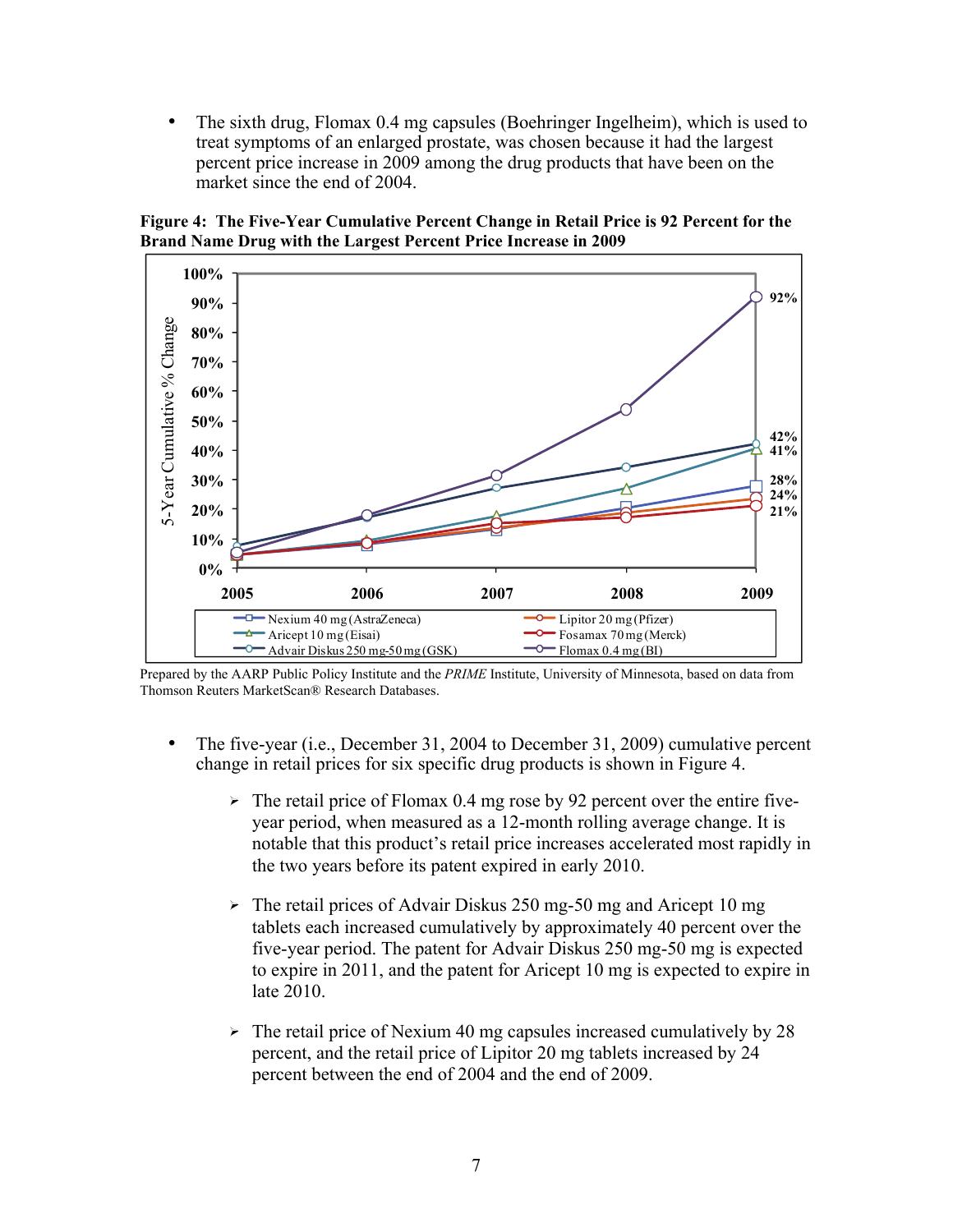- The sixth drug, Flomax 0.4 mg capsules (Boehringer Ingelheim), which is used to treat symptoms of an enlarged prostate, was chosen because it had the largest percent price increase in 2009 among the drug products that have been on the market since the end of 2004.

**Figure 4: The Five-Year Cumulative Percent Change in Retail Price is 92 Percent for the Brand Name Drug with the Largest Percent Price Increase in 2009**

Prepared by the AARP Public Policy Institute and the *PRIME* Institute, University of Minnesota, based on data from Thomson Reuters MarketScan® Research Databases.

- The five-year (i.e., December 31, 2004 to December 31, 2009) cumulative percent change in retail prices for six specific drug products is shown in Figure 4.
  - The retail price of Flomax 0.4 mg rose by 92 percent over the entire five-year period, when measured as a 12-month rolling average change. It is notable that this product's retail price increases accelerated most rapidly in the two years before its patent expired in early 2010.
  - The retail prices of Advair Diskus 250 mg-50 mg and Aricept 10 mg tablets each increased cumulatively by approximately 40 percent over the five-year period. The patent for Advair Diskus 250 mg-50 mg is expected to expire in 2011, and the patent for Aricept 10 mg is expected to expire in late 2010.
  - The retail price of Nexium 40 mg capsules increased cumulatively by 28 percent, and the retail price of Lipitor 20 mg tablets increased by 24 percent between the end of 2004 and the end of 2009.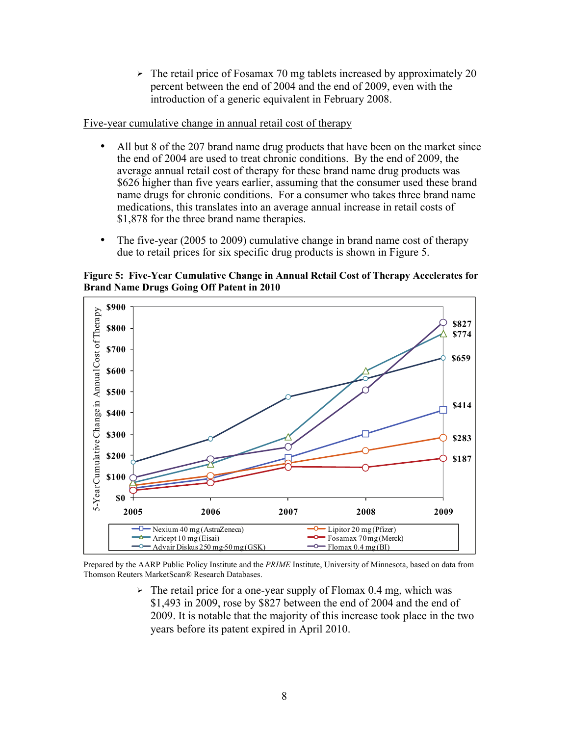- The retail price of Fosamax 70 mg tablets increased by approximately 20 percent between the end of 2004 and the end of 2009, even with the introduction of a generic equivalent in February 2008.

Five-year cumulative change in annual retail cost of therapy

- All but 8 of the 207 brand name drug products that have been on the market since the end of 2004 are used to treat chronic conditions. By the end of 2009, the average annual retail cost of therapy for these brand name drug products was $626 higher than five years earlier, assuming that the consumer used these brand name drugs for chronic conditions. For a consumer who takes three brand name medications, this translates into an average annual increase in retail costs of $1,878 for the three brand name therapies.

- The five-year (2005 to 2009) cumulative change in brand name cost of therapy due to retail prices for six specific drug products is shown in Figure 5.

**Figure 5: Five-Year Cumulative Change in Annual Retail Cost of Therapy Accelerates for Brand Name Drugs Going Off Patent in 2010**

Prepared by the AARP Public Policy Institute and the *PRIME* Institute, University of Minnesota, based on data from Thomson Reuters MarketScan® Research Databases.

- The retail price for a one-year supply of Flomax 0.4 mg, which was $1,493 in 2009, rose by $827 between the end of 2004 and the end of 2009. It is notable that the majority of this increase took place in the two years before its patent expired in April 2010.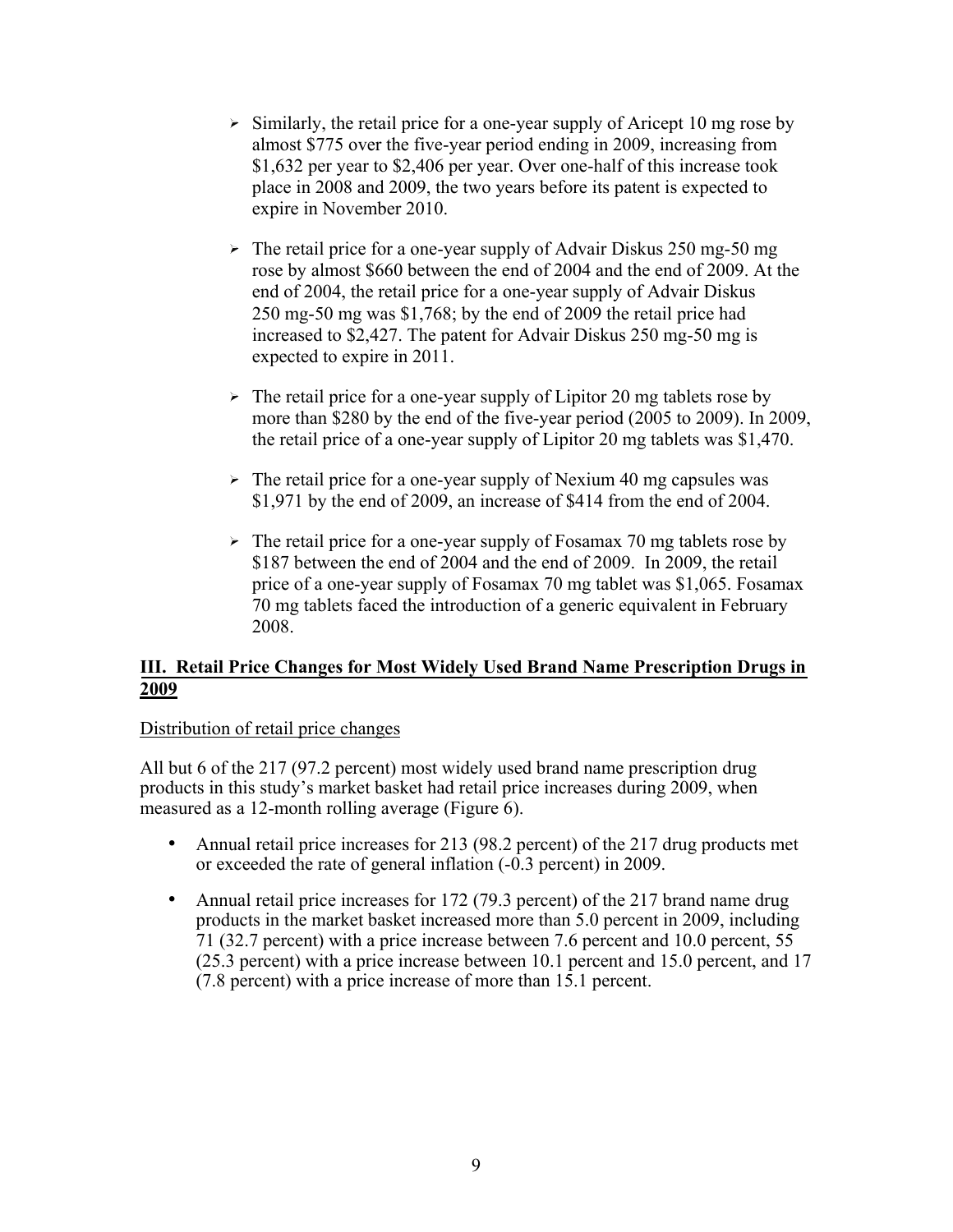- Similarly, the retail price for a one-year supply of Aricept 10 mg rose by almost $775 over the five-year period ending in 2009, increasing from $1,632 per year to $2,406 per year. Over one-half of this increase took place in 2008 and 2009, the two years before its patent is expected to expire in November 2010.

- The retail price for a one-year supply of Advair Diskus 250 mg-50 mg rose by almost $660 between the end of 2004 and the end of 2009. At the end of 2004, the retail price for a one-year supply of Advair Diskus 250 mg-50 mg was $1,768; by the end of 2009 the retail price had increased to $2,427. The patent for Advair Diskus 250 mg-50 mg is expected to expire in 2011.

- The retail price for a one-year supply of Lipitor 20 mg tablets rose by more than $280 by the end of the five-year period (2005 to 2009). In 2009, the retail price of a one-year supply of Lipitor 20 mg tablets was $1,470.

- The retail price for a one-year supply of Nexium 40 mg capsules was $1,971 by the end of 2009, an increase of $414 from the end of 2004.

- The retail price for a one-year supply of Fosamax 70 mg tablets rose by $187 between the end of 2004 and the end of 2009. In 2009, the retail price of a one-year supply of Fosamax 70 mg tablet was $1,065. Fosamax 70 mg tablets faced the introduction of a generic equivalent in February 2008.

## III. Retail Price Changes for Most Widely Used Brand Name Prescription Drugs in 2009

Distribution of retail price changes

All but 6 of the 217 (97.2 percent) most widely used brand name prescription drug products in this study's market basket had retail price increases during 2009, when measured as a 12-month rolling average (Figure 6).

- Annual retail price increases for 213 (98.2 percent) of the 217 drug products met or exceeded the rate of general inflation (-0.3 percent) in 2009.
- Annual retail price increases for 172 (79.3 percent) of the 217 brand name drug products in the market basket increased more than 5.0 percent in 2009, including 71 (32.7 percent) with a price increase between 7.6 percent and 10.0 percent, 55 (25.3 percent) with a price increase between 10.1 percent and 15.0 percent, and 17 (7.8 percent) with a price increase of more than 15.1 percent.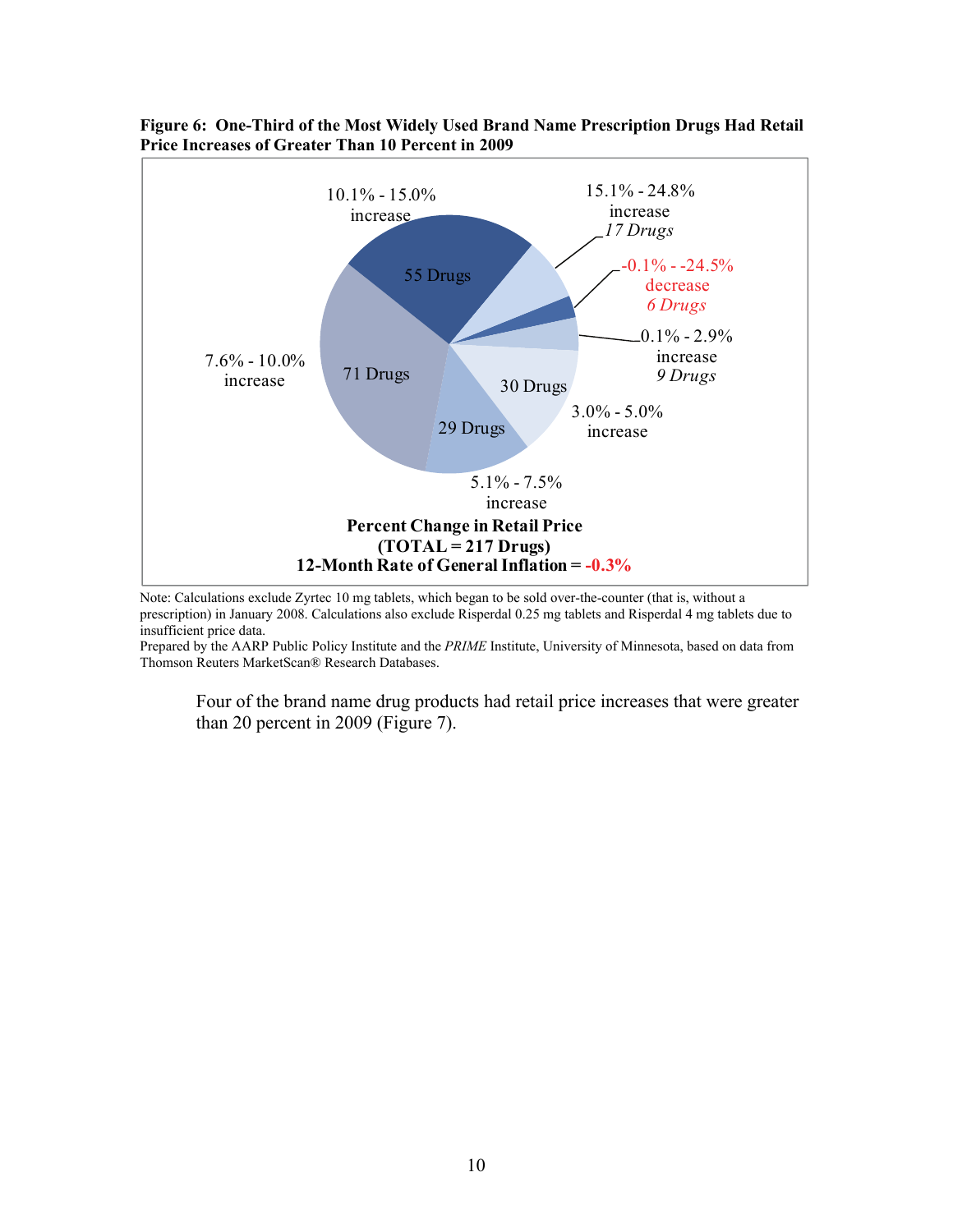**Figure 6: One-Third of the Most Widely Used Brand Name Prescription Drugs Had Retail Price Increases of Greater Than 10 Percent in 2009**

| Percent Change in Retail Price | Number of Drugs |
|---|---|
| -0.1% - -24.5% decrease | 6 Drugs |
| 0.1% - 2.9% increase | 9 Drugs |
| 3.0% - 5.0% increase | 30 Drugs |
| 5.1% - 7.5% increase | 29 Drugs |
| 7.6% - 10.0% increase | 71 Drugs |
| 10.1% - 15.0% increase | 55 Drugs |
| 15.1% - 24.8% increase | 17 Drugs |

**Percent Change in Retail Price**
**(TOTAL = 217 Drugs)**
**12-Month Rate of General Inflation = -0.3%**

Note: Calculations exclude Zyrtec 10 mg tablets, which began to be sold over-the-counter (that is, without a prescription) in January 2008. Calculations also exclude Risperdal 0.25 mg tablets and Risperdal 4 mg tablets due to insufficient price data.
Prepared by the AARP Public Policy Institute and the *PRIME* Institute, University of Minnesota, based on data from Thomson Reuters MarketScan® Research Databases.

Four of the brand name drug products had retail price increases that were greater than 20 percent in 2009 (Figure 7).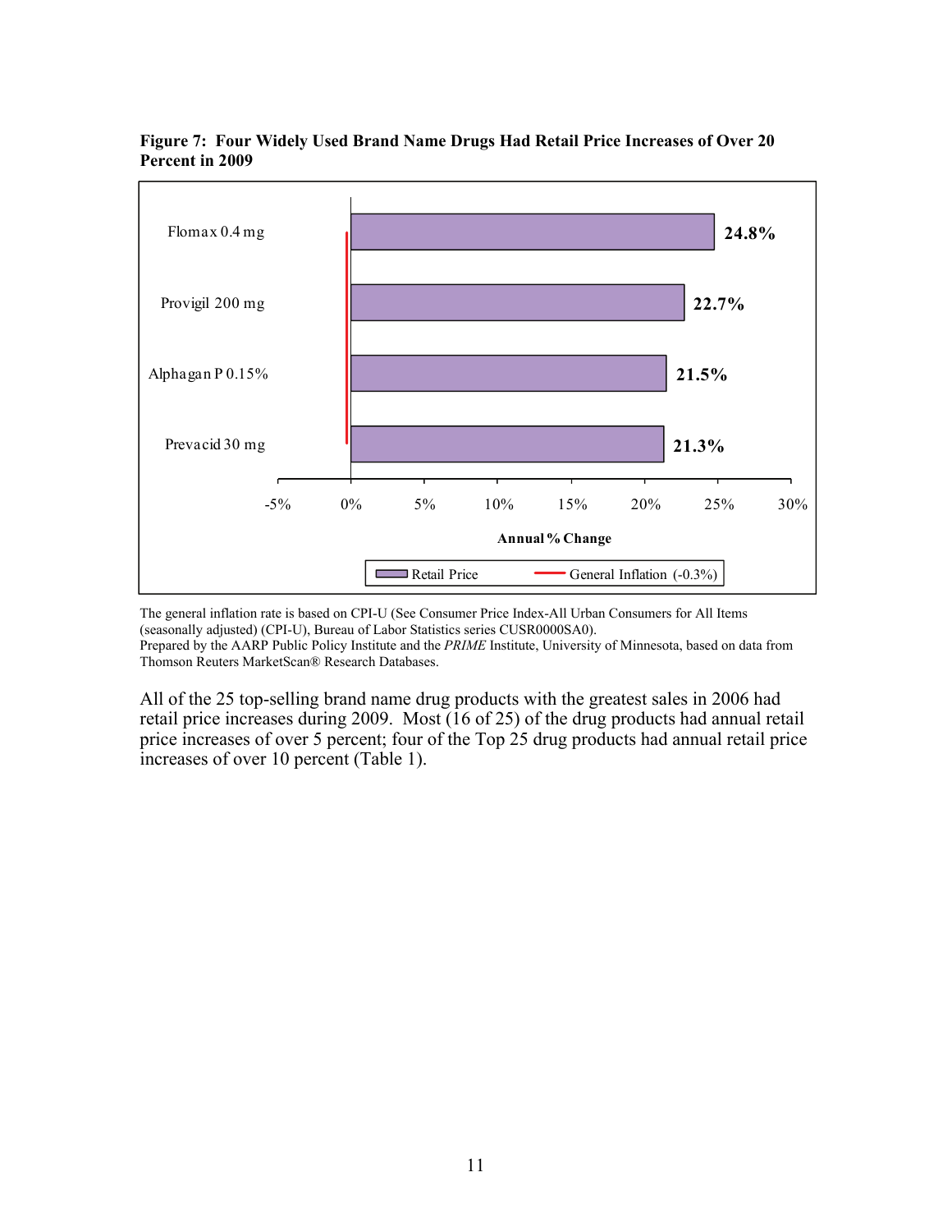**Figure 7: Four Widely Used Brand Name Drugs Had Retail Price Increases of Over 20 Percent in 2009**

| Drug | Annual % Change (Retail Price) |
|---|---|
| Flomax 0.4 mg | 24.8% |
| Provigil 200 mg | 22.7% |
| Alphagan P 0.15% | 21.5% |
| Prevacid 30 mg | 21.3% |

Retail Price — General Inflation (-0.3%)

The general inflation rate is based on CPI-U (See Consumer Price Index-All Urban Consumers for All Items (seasonally adjusted) (CPI-U), Bureau of Labor Statistics series CUSR0000SA0).
Prepared by the AARP Public Policy Institute and the *PRIME* Institute, University of Minnesota, based on data from Thomson Reuters MarketScan® Research Databases.

All of the 25 top-selling brand name drug products with the greatest sales in 2006 had retail price increases during 2009. Most (16 of 25) of the drug products had annual retail price increases of over 5 percent; four of the Top 25 drug products had annual retail price increases of over 10 percent (Table 1).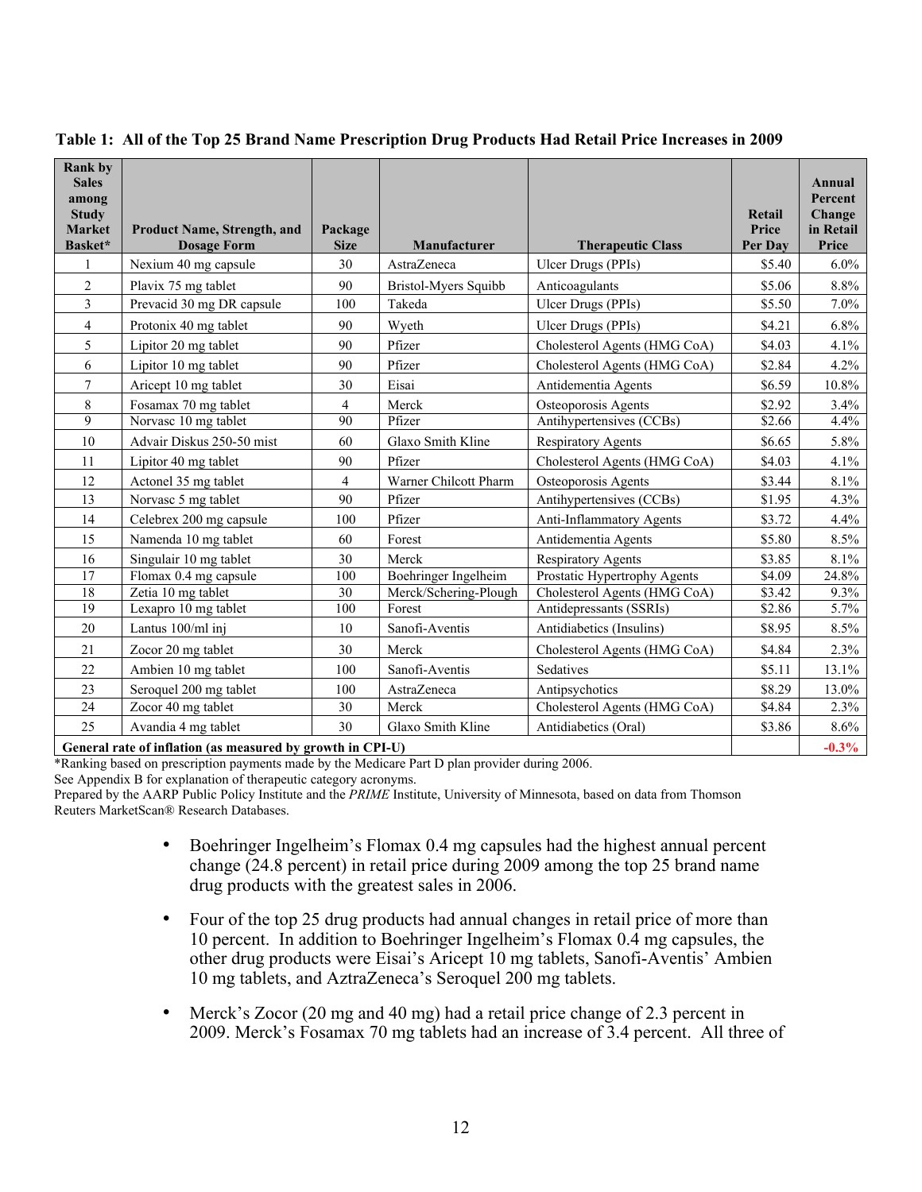**Table 1: All of the Top 25 Brand Name Prescription Drug Products Had Retail Price Increases in 2009**

| Rank by Sales among Study Market Basket* | Product Name, Strength, and Dosage Form | Package Size | Manufacturer | Therapeutic Class | Retail Price Per Day | Annual Percent Change in Retail Price |
|---|---|---|---|---|---|---|
| 1 | Nexium 40 mg capsule | 30 | AstraZeneca | Ulcer Drugs (PPIs) | $5.40 | 6.0% |
| 2 | Plavix 75 mg tablet | 90 | Bristol-Myers Squibb | Anticoagulants | $5.06 | 8.8% |
| 3 | Prevacid 30 mg DR capsule | 100 | Takeda | Ulcer Drugs (PPIs) | $5.50 | 7.0% |
| 4 | Protonix 40 mg tablet | 90 | Wyeth | Ulcer Drugs (PPIs) | $4.21 | 6.8% |
| 5 | Lipitor 20 mg tablet | 90 | Pfizer | Cholesterol Agents (HMG CoA) | $4.03 | 4.1% |
| 6 | Lipitor 10 mg tablet | 90 | Pfizer | Cholesterol Agents (HMG CoA) | $2.84 | 4.2% |
| 7 | Aricept 10 mg tablet | 30 | Eisai | Antidementia Agents | $6.59 | 10.8% |
| 8 | Fosamax 70 mg tablet | 4 | Merck | Osteoporosis Agents | $2.92 | 3.4% |
| 9 | Norvasc 10 mg tablet | 90 | Pfizer | Antihypertensives (CCBs) | $2.66 | 4.4% |
| 10 | Advair Diskus 250-50 mist | 60 | Glaxo Smith Kline | Respiratory Agents | $6.65 | 5.8% |
| 11 | Lipitor 40 mg tablet | 90 | Pfizer | Cholesterol Agents (HMG CoA) | $4.03 | 4.1% |
| 12 | Actonel 35 mg tablet | 4 | Warner Chilcott Pharm | Osteoporosis Agents | $3.44 | 8.1% |
| 13 | Norvasc 5 mg tablet | 90 | Pfizer | Antihypertensives (CCBs) | $1.95 | 4.3% |
| 14 | Celebrex 200 mg capsule | 100 | Pfizer | Anti-Inflammatory Agents | $3.72 | 4.4% |
| 15 | Namenda 10 mg tablet | 60 | Forest | Antidementia Agents | $5.80 | 8.5% |
| 16 | Singulair 10 mg tablet | 30 | Merck | Respiratory Agents | $3.85 | 8.1% |
| 17 | Flomax 0.4 mg capsule | 100 | Boehringer Ingelheim | Prostatic Hypertrophy Agents | $4.09 | 24.8% |
| 18 | Zetia 10 mg tablet | 30 | Merck/Schering-Plough | Cholesterol Agents (HMG CoA) | $3.42 | 9.3% |
| 19 | Lexapro 10 mg tablet | 100 | Forest | Antidepressants (SSRIs) | $2.86 | 5.7% |
| 20 | Lantus 100/ml inj | 10 | Sanofi-Aventis | Antidiabetics (Insulins) | $8.95 | 8.5% |
| 21 | Zocor 20 mg tablet | 30 | Merck | Cholesterol Agents (HMG CoA) | $4.84 | 2.3% |
| 22 | Ambien 10 mg tablet | 100 | Sanofi-Aventis | Sedatives | $5.11 | 13.1% |
| 23 | Seroquel 200 mg tablet | 100 | AstraZeneca | Antipsychotics | $8.29 | 13.0% |
| 24 | Zocor 40 mg tablet | 30 | Merck | Cholesterol Agents (HMG CoA) | $4.84 | 2.3% |
| 25 | Avandia 4 mg tablet | 30 | Glaxo Smith Kline | Antidiabetics (Oral) | $3.86 | 8.6% |
| **General rate of inflation (as measured by growth in CPI-U)** | | | | | | **-0.3%** |

*Ranking based on prescription payments made by the Medicare Part D plan provider during 2006.
See Appendix B for explanation of therapeutic category acronyms.
Prepared by the AARP Public Policy Institute and the *PRIME* Institute, University of Minnesota, based on data from Thomson Reuters MarketScan® Research Databases.

- Boehringer Ingelheim's Flomax 0.4 mg capsules had the highest annual percent change (24.8 percent) in retail price during 2009 among the top 25 brand name drug products with the greatest sales in 2006.

- Four of the top 25 drug products had annual changes in retail price of more than 10 percent. In addition to Boehringer Ingelheim's Flomax 0.4 mg capsules, the other drug products were Eisai's Aricept 10 mg tablets, Sanofi-Aventis' Ambien 10 mg tablets, and AztraZeneca's Seroquel 200 mg tablets.

- Merck's Zocor (20 mg and 40 mg) had a retail price change of 2.3 percent in 2009. Merck's Fosamax 70 mg tablets had an increase of 3.4 percent. All three of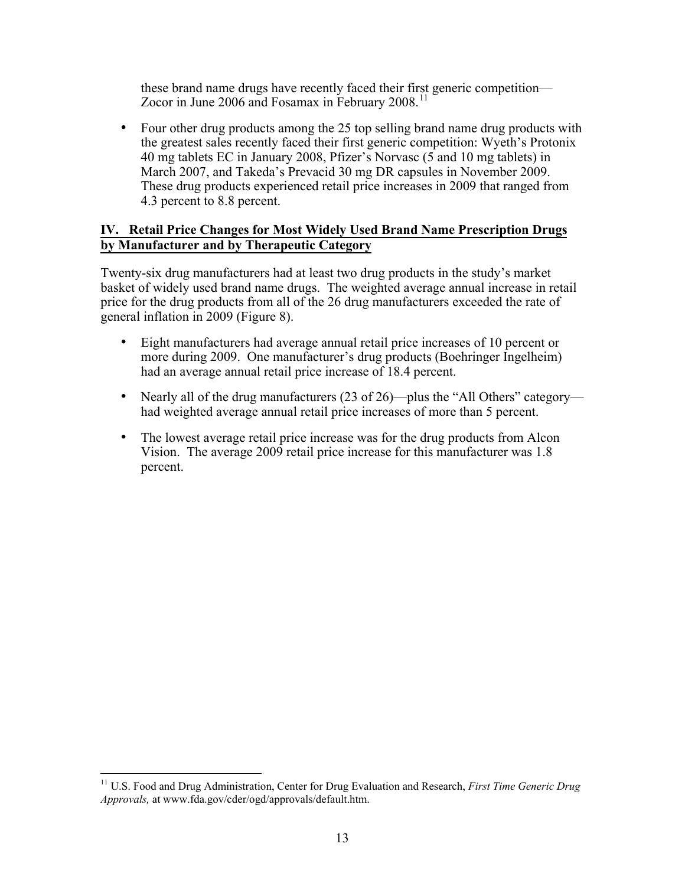these brand name drugs have recently faced their first generic competition—Zocor in June 2006 and Fosamax in February 2008.[11]

- Four other drug products among the 25 top selling brand name drug products with the greatest sales recently faced their first generic competition: Wyeth's Protonix 40 mg tablets EC in January 2008, Pfizer's Norvasc (5 and 10 mg tablets) in March 2007, and Takeda's Prevacid 30 mg DR capsules in November 2009. These drug products experienced retail price increases in 2009 that ranged from 4.3 percent to 8.8 percent.

## IV. Retail Price Changes for Most Widely Used Brand Name Prescription Drugs by Manufacturer and by Therapeutic Category

Twenty-six drug manufacturers had at least two drug products in the study's market basket of widely used brand name drugs. The weighted average annual increase in retail price for the drug products from all of the 26 drug manufacturers exceeded the rate of general inflation in 2009 (Figure 8).

- Eight manufacturers had average annual retail price increases of 10 percent or more during 2009. One manufacturer's drug products (Boehringer Ingelheim) had an average annual retail price increase of 18.4 percent.
- Nearly all of the drug manufacturers (23 of 26)—plus the "All Others" category—had weighted average annual retail price increases of more than 5 percent.
- The lowest average retail price increase was for the drug products from Alcon Vision. The average 2009 retail price increase for this manufacturer was 1.8 percent.

[11] U.S. Food and Drug Administration, Center for Drug Evaluation and Research, *First Time Generic Drug Approvals,* at www.fda.gov/cder/ogd/approvals/default.htm.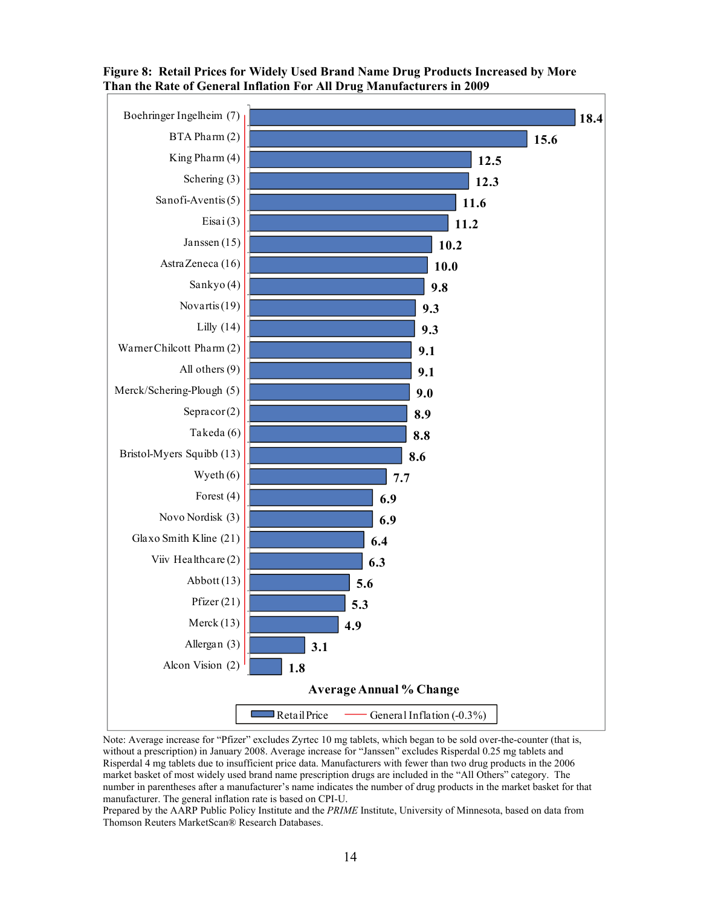**Figure 8: Retail Prices for Widely Used Brand Name Drug Products Increased by More Than the Rate of General Inflation For All Drug Manufacturers in 2009**

| Manufacturer | Average Annual % Change (Retail Price) |
|---|---|
| Boehringer Ingelheim (7) | 18.4 |
| BTA Pharm (2) | 15.6 |
| King Pharm (4) | 12.5 |
| Schering (3) | 12.3 |
| Sanofi-Aventis (5) | 11.6 |
| Eisai (3) | 11.2 |
| Janssen (15) | 10.2 |
| AstraZeneca (16) | 10.0 |
| Sankyo (4) | 9.8 |
| Novartis (19) | 9.3 |
| Lilly (14) | 9.3 |
| Warner Chilcott Pharm (2) | 9.1 |
| All others (9) | 9.1 |
| Merck/Schering-Plough (5) | 9.0 |
| Sepracor (2) | 8.9 |
| Takeda (6) | 8.8 |
| Bristol-Myers Squibb (13) | 8.6 |
| Wyeth (6) | 7.7 |
| Forest (4) | 6.9 |
| Novo Nordisk (3) | 6.9 |
| Glaxo Smith Kline (21) | 6.4 |
| Viiv Healthcare (2) | 6.3 |
| Abbott (13) | 5.6 |
| Pfizer (21) | 5.3 |
| Merck (13) | 4.9 |
| Allergan (3) | 3.1 |
| Alcon Vision (2) | 1.8 |

Average Annual % Change

Retail Price — General Inflation (-0.3%)

Note: Average increase for "Pfizer" excludes Zyrtec 10 mg tablets, which began to be sold over-the-counter (that is, without a prescription) in January 2008. Average increase for "Janssen" excludes Risperdal 0.25 mg tablets and Risperdal 4 mg tablets due to insufficient price data. Manufacturers with fewer than two drug products in the 2006 market basket of most widely used brand name prescription drugs are included in the "All Others" category. The number in parentheses after a manufacturer's name indicates the number of drug products in the market basket for that manufacturer. The general inflation rate is based on CPI-U.

Prepared by the AARP Public Policy Institute and the *PRIME* Institute, University of Minnesota, based on data from Thomson Reuters MarketScan® Research Databases.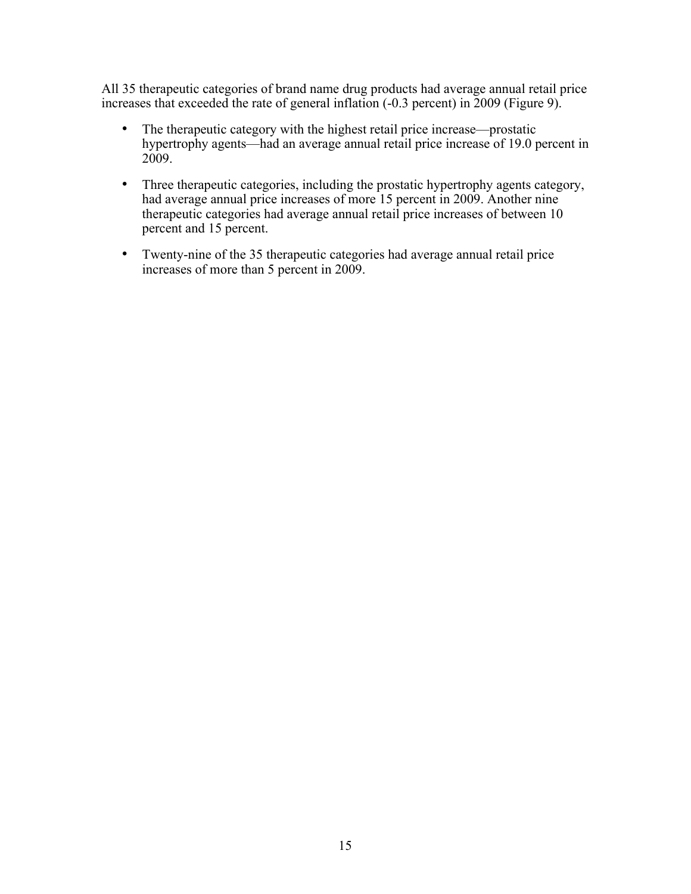All 35 therapeutic categories of brand name drug products had average annual retail price increases that exceeded the rate of general inflation (-0.3 percent) in 2009 (Figure 9).

- The therapeutic category with the highest retail price increase—prostatic hypertrophy agents—had an average annual retail price increase of 19.0 percent in 2009.
- Three therapeutic categories, including the prostatic hypertrophy agents category, had average annual price increases of more 15 percent in 2009. Another nine therapeutic categories had average annual retail price increases of between 10 percent and 15 percent.
- Twenty-nine of the 35 therapeutic categories had average annual retail price increases of more than 5 percent in 2009.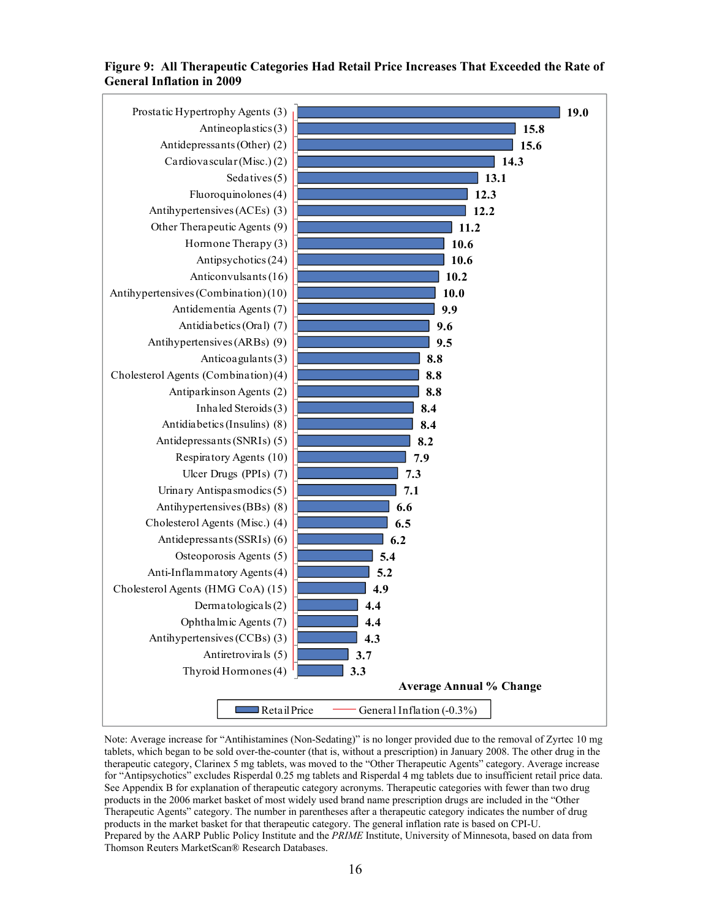**Figure 9: All Therapeutic Categories Had Retail Price Increases That Exceeded the Rate of General Inflation in 2009**

| Therapeutic Category | Retail Price Average Annual % Change |
|---|---|
| Prostatic Hypertrophy Agents (3) | 19.0 |
| Antineoplastics (3) | 15.8 |
| Antidepressants (Other) (2) | 15.6 |
| Cardiovascular (Misc.) (2) | 14.3 |
| Sedatives (5) | 13.1 |
| Fluoroquinolones (4) | 12.3 |
| Antihypertensives (ACEs) (3) | 12.2 |
| Other Therapeutic Agents (9) | 11.2 |
| Hormone Therapy (3) | 10.6 |
| Antipsychotics (24) | 10.6 |
| Anticonvulsants (16) | 10.2 |
| Antihypertensives (Combination) (10) | 10.0 |
| Antidementia Agents (7) | 9.9 |
| Antidiabetics (Oral) (7) | 9.6 |
| Antihypertensives (ARBs) (9) | 9.5 |
| Anticoagulants (3) | 8.8 |
| Cholesterol Agents (Combination) (4) | 8.8 |
| Antiparkinson Agents (2) | 8.8 |
| Inhaled Steroids (3) | 8.4 |
| Antidiabetics (Insulins) (8) | 8.4 |
| Antidepressants (SNRIs) (5) | 8.2 |
| Respiratory Agents (10) | 7.9 |
| Ulcer Drugs (PPIs) (7) | 7.3 |
| Urinary Antispasmodics (5) | 7.1 |
| Antihypertensives (BBs) (8) | 6.6 |
| Cholesterol Agents (Misc.) (4) | 6.5 |
| Antidepressants (SSRIs) (6) | 6.2 |
| Osteoporosis Agents (5) | 5.4 |
| Anti-Inflammatory Agents (4) | 5.2 |
| Cholesterol Agents (HMG CoA) (15) | 4.9 |
| Dermatologicals (2) | 4.4 |
| Ophthalmic Agents (7) | 4.4 |
| Antihypertensives (CCBs) (3) | 4.3 |
| Antiretrovirals (5) | 3.7 |
| Thyroid Hormones (4) | 3.3 |

Legend: Retail Price; General Inflation (-0.3%)

Note: Average increase for "Antihistamines (Non-Sedating)" is no longer provided due to the removal of Zyrtec 10 mg tablets, which began to be sold over-the-counter (that is, without a prescription) in January 2008. The other drug in the therapeutic category, Clarinex 5 mg tablets, was moved to the "Other Therapeutic Agents" category. Average increase for "Antipsychotics" excludes Risperdal 0.25 mg tablets and Risperdal 4 mg tablets due to insufficient retail price data. See Appendix B for explanation of therapeutic category acronyms. Therapeutic categories with fewer than two drug products in the 2006 market basket of most widely used brand name prescription drugs are included in the "Other Therapeutic Agents" category. The number in parentheses after a therapeutic category indicates the number of drug products in the market basket for that therapeutic category. The general inflation rate is based on CPI-U.
Prepared by the AARP Public Policy Institute and the *PRIME* Institute, University of Minnesota, based on data from Thomson Reuters MarketScan® Research Databases.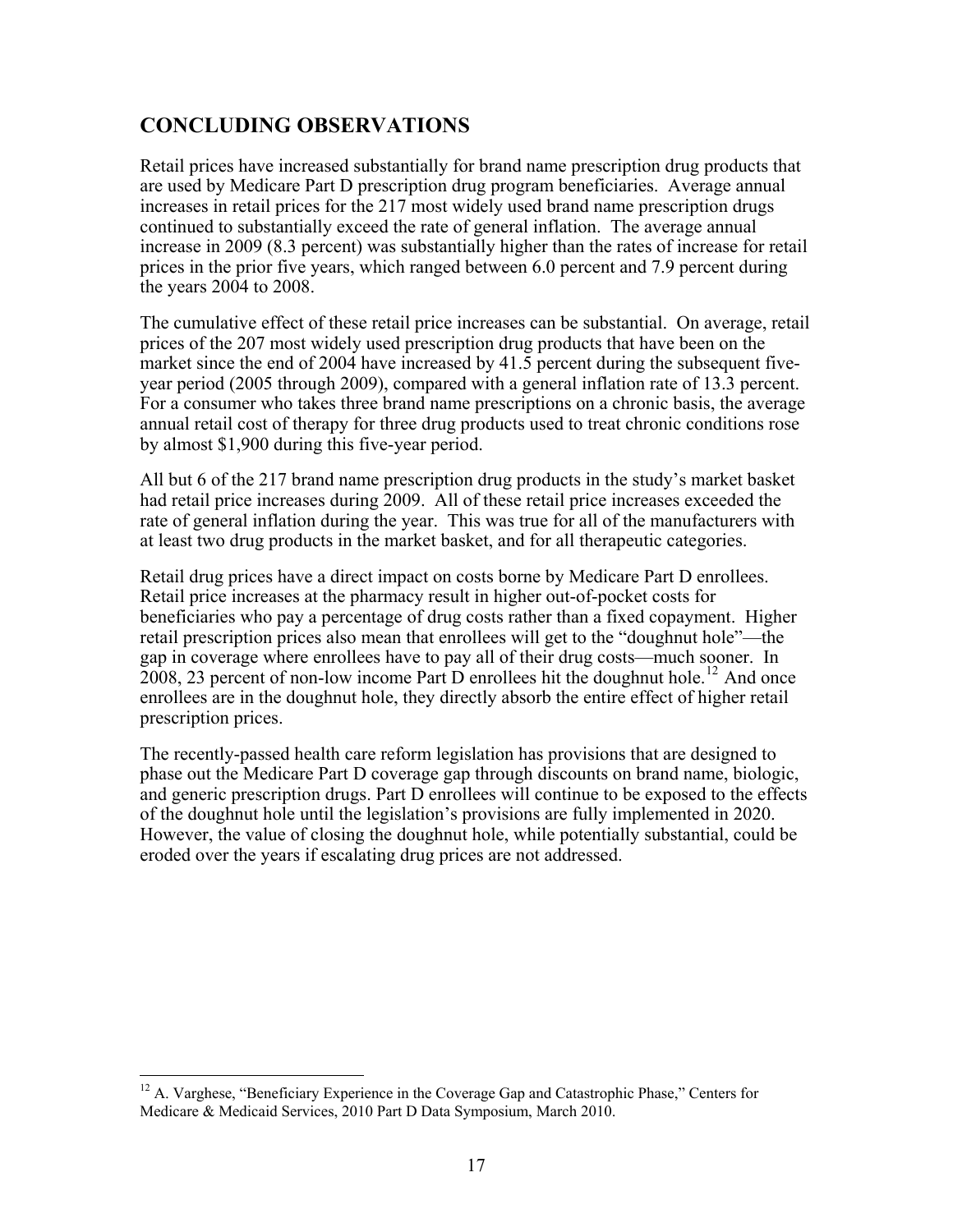## CONCLUDING OBSERVATIONS

Retail prices have increased substantially for brand name prescription drug products that are used by Medicare Part D prescription drug program beneficiaries. Average annual increases in retail prices for the 217 most widely used brand name prescription drugs continued to substantially exceed the rate of general inflation. The average annual increase in 2009 (8.3 percent) was substantially higher than the rates of increase for retail prices in the prior five years, which ranged between 6.0 percent and 7.9 percent during the years 2004 to 2008.

The cumulative effect of these retail price increases can be substantial. On average, retail prices of the 207 most widely used prescription drug products that have been on the market since the end of 2004 have increased by 41.5 percent during the subsequent five-year period (2005 through 2009), compared with a general inflation rate of 13.3 percent. For a consumer who takes three brand name prescriptions on a chronic basis, the average annual retail cost of therapy for three drug products used to treat chronic conditions rose by almost $1,900 during this five-year period.

All but 6 of the 217 brand name prescription drug products in the study's market basket had retail price increases during 2009. All of these retail price increases exceeded the rate of general inflation during the year. This was true for all of the manufacturers with at least two drug products in the market basket, and for all therapeutic categories.

Retail drug prices have a direct impact on costs borne by Medicare Part D enrollees. Retail price increases at the pharmacy result in higher out-of-pocket costs for beneficiaries who pay a percentage of drug costs rather than a fixed copayment. Higher retail prescription prices also mean that enrollees will get to the "doughnut hole"—the gap in coverage where enrollees have to pay all of their drug costs—much sooner. In 2008, 23 percent of non-low income Part D enrollees hit the doughnut hole.[12] And once enrollees are in the doughnut hole, they directly absorb the entire effect of higher retail prescription prices.

The recently-passed health care reform legislation has provisions that are designed to phase out the Medicare Part D coverage gap through discounts on brand name, biologic, and generic prescription drugs. Part D enrollees will continue to be exposed to the effects of the doughnut hole until the legislation's provisions are fully implemented in 2020. However, the value of closing the doughnut hole, while potentially substantial, could be eroded over the years if escalating drug prices are not addressed.

[12] A. Varghese, "Beneficiary Experience in the Coverage Gap and Catastrophic Phase," Centers for Medicare & Medicaid Services, 2010 Part D Data Symposium, March 2010.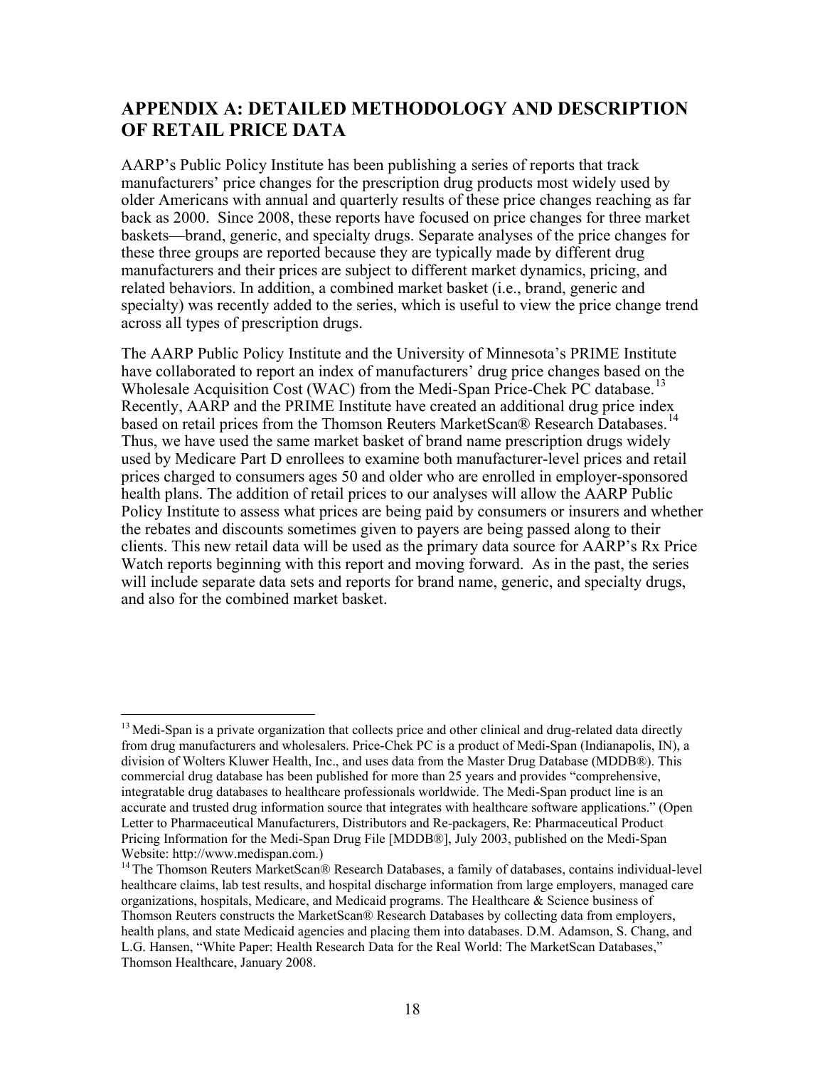## APPENDIX A: DETAILED METHODOLOGY AND DESCRIPTION OF RETAIL PRICE DATA

AARP's Public Policy Institute has been publishing a series of reports that track manufacturers' price changes for the prescription drug products most widely used by older Americans with annual and quarterly results of these price changes reaching as far back as 2000. Since 2008, these reports have focused on price changes for three market baskets—brand, generic, and specialty drugs. Separate analyses of the price changes for these three groups are reported because they are typically made by different drug manufacturers and their prices are subject to different market dynamics, pricing, and related behaviors. In addition, a combined market basket (i.e., brand, generic and specialty) was recently added to the series, which is useful to view the price change trend across all types of prescription drugs.

The AARP Public Policy Institute and the University of Minnesota's PRIME Institute have collaborated to report an index of manufacturers' drug price changes based on the Wholesale Acquisition Cost (WAC) from the Medi-Span Price-Chek PC database.[13] Recently, AARP and the PRIME Institute have created an additional drug price index based on retail prices from the Thomson Reuters MarketScan® Research Databases.[14] Thus, we have used the same market basket of brand name prescription drugs widely used by Medicare Part D enrollees to examine both manufacturer-level prices and retail prices charged to consumers ages 50 and older who are enrolled in employer-sponsored health plans. The addition of retail prices to our analyses will allow the AARP Public Policy Institute to assess what prices are being paid by consumers or insurers and whether the rebates and discounts sometimes given to payers are being passed along to their clients. This new retail data will be used as the primary data source for AARP's Rx Price Watch reports beginning with this report and moving forward. As in the past, the series will include separate data sets and reports for brand name, generic, and specialty drugs, and also for the combined market basket.

---

[13] Medi-Span is a private organization that collects price and other clinical and drug-related data directly from drug manufacturers and wholesalers. Price-Chek PC is a product of Medi-Span (Indianapolis, IN), a division of Wolters Kluwer Health, Inc., and uses data from the Master Drug Database (MDDB®). This commercial drug database has been published for more than 25 years and provides "comprehensive, integratable drug databases to healthcare professionals worldwide. The Medi-Span product line is an accurate and trusted drug information source that integrates with healthcare software applications." (Open Letter to Pharmaceutical Manufacturers, Distributors and Re-packagers, Re: Pharmaceutical Product Pricing Information for the Medi-Span Drug File [MDDB®], July 2003, published on the Medi-Span Website: http://www.medispan.com.)

[14] The Thomson Reuters MarketScan® Research Databases, a family of databases, contains individual-level healthcare claims, lab test results, and hospital discharge information from large employers, managed care organizations, hospitals, Medicare, and Medicaid programs. The Healthcare & Science business of Thomson Reuters constructs the MarketScan® Research Databases by collecting data from employers, health plans, and state Medicaid agencies and placing them into databases. D.M. Adamson, S. Chang, and L.G. Hansen, "White Paper: Health Research Data for the Real World: The MarketScan Databases," Thomson Healthcare, January 2008.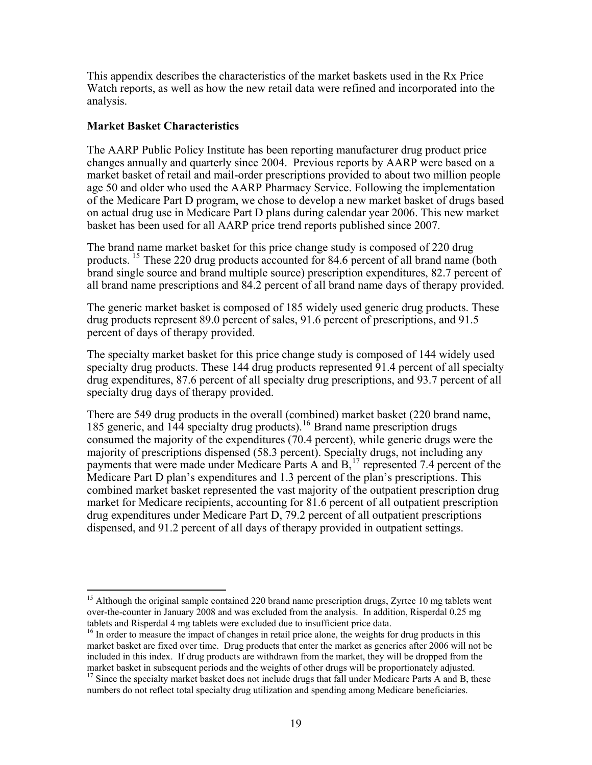This appendix describes the characteristics of the market baskets used in the Rx Price Watch reports, as well as how the new retail data were refined and incorporated into the analysis.

**Market Basket Characteristics**

The AARP Public Policy Institute has been reporting manufacturer drug product price changes annually and quarterly since 2004. Previous reports by AARP were based on a market basket of retail and mail-order prescriptions provided to about two million people age 50 and older who used the AARP Pharmacy Service. Following the implementation of the Medicare Part D program, we chose to develop a new market basket of drugs based on actual drug use in Medicare Part D plans during calendar year 2006. This new market basket has been used for all AARP price trend reports published since 2007.

The brand name market basket for this price change study is composed of 220 drug products. [15] These 220 drug products accounted for 84.6 percent of all brand name (both brand single source and brand multiple source) prescription expenditures, 82.7 percent of all brand name prescriptions and 84.2 percent of all brand name days of therapy provided.

The generic market basket is composed of 185 widely used generic drug products. These drug products represent 89.0 percent of sales, 91.6 percent of prescriptions, and 91.5 percent of days of therapy provided.

The specialty market basket for this price change study is composed of 144 widely used specialty drug products. These 144 drug products represented 91.4 percent of all specialty drug expenditures, 87.6 percent of all specialty drug prescriptions, and 93.7 percent of all specialty drug days of therapy provided.

There are 549 drug products in the overall (combined) market basket (220 brand name, 185 generic, and 144 specialty drug products).[16] Brand name prescription drugs consumed the majority of the expenditures (70.4 percent), while generic drugs were the majority of prescriptions dispensed (58.3 percent). Specialty drugs, not including any payments that were made under Medicare Parts A and B,[17] represented 7.4 percent of the Medicare Part D plan's expenditures and 1.3 percent of the plan's prescriptions. This combined market basket represented the vast majority of the outpatient prescription drug market for Medicare recipients, accounting for 81.6 percent of all outpatient prescription drug expenditures under Medicare Part D, 79.2 percent of all outpatient prescriptions dispensed, and 91.2 percent of all days of therapy provided in outpatient settings.

---

[15] Although the original sample contained 220 brand name prescription drugs, Zyrtec 10 mg tablets went over-the-counter in January 2008 and was excluded from the analysis. In addition, Risperdal 0.25 mg tablets and Risperdal 4 mg tablets were excluded due to insufficient price data.

[16] In order to measure the impact of changes in retail price alone, the weights for drug products in this market basket are fixed over time. Drug products that enter the market as generics after 2006 will not be included in this index. If drug products are withdrawn from the market, they will be dropped from the market basket in subsequent periods and the weights of other drugs will be proportionately adjusted.

[17] Since the specialty market basket does not include drugs that fall under Medicare Parts A and B, these numbers do not reflect total specialty drug utilization and spending among Medicare beneficiaries.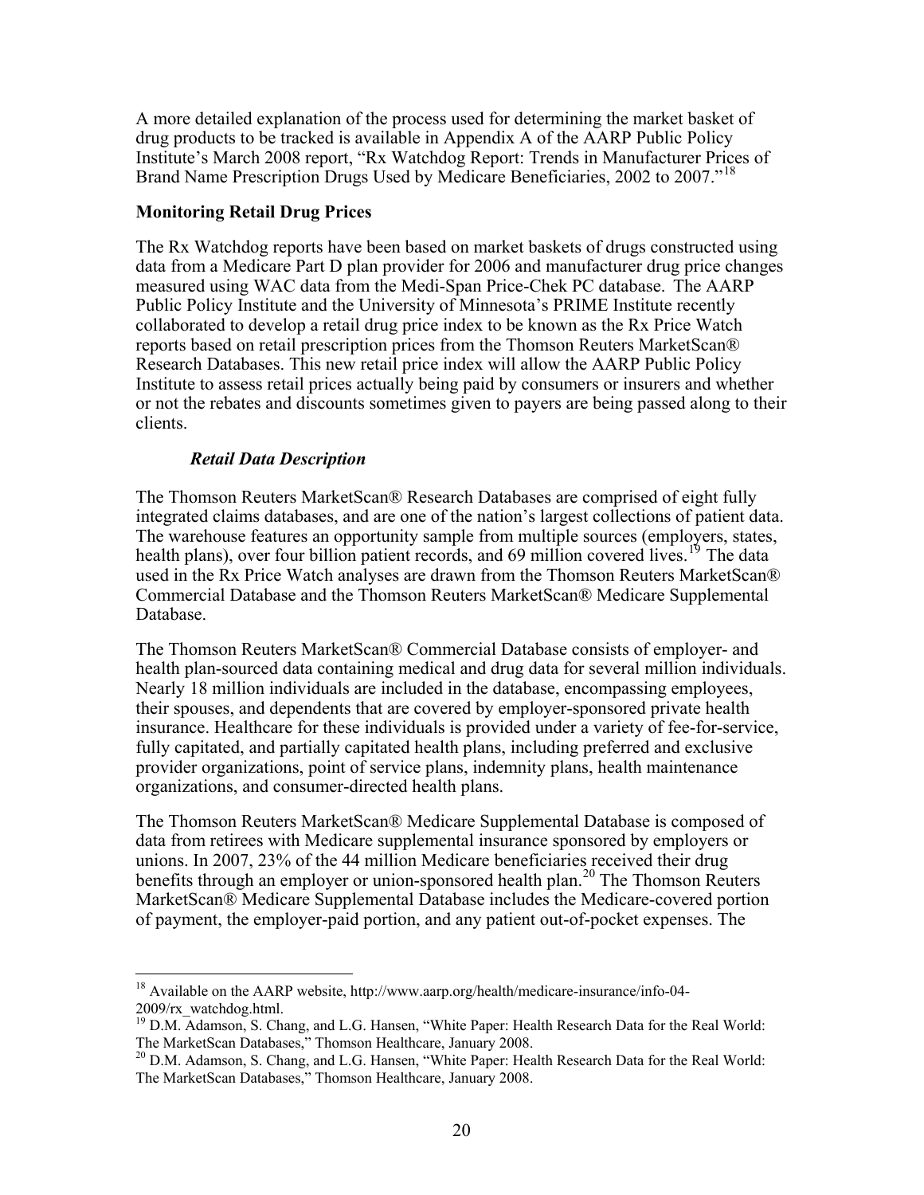A more detailed explanation of the process used for determining the market basket of drug products to be tracked is available in Appendix A of the AARP Public Policy Institute's March 2008 report, "Rx Watchdog Report: Trends in Manufacturer Prices of Brand Name Prescription Drugs Used by Medicare Beneficiaries, 2002 to 2007."[18]

**Monitoring Retail Drug Prices**

The Rx Watchdog reports have been based on market baskets of drugs constructed using data from a Medicare Part D plan provider for 2006 and manufacturer drug price changes measured using WAC data from the Medi-Span Price-Chek PC database. The AARP Public Policy Institute and the University of Minnesota's PRIME Institute recently collaborated to develop a retail drug price index to be known as the Rx Price Watch reports based on retail prescription prices from the Thomson Reuters MarketScan® Research Databases. This new retail price index will allow the AARP Public Policy Institute to assess retail prices actually being paid by consumers or insurers and whether or not the rebates and discounts sometimes given to payers are being passed along to their clients.

***Retail Data Description***

The Thomson Reuters MarketScan® Research Databases are comprised of eight fully integrated claims databases, and are one of the nation's largest collections of patient data. The warehouse features an opportunity sample from multiple sources (employers, states, health plans), over four billion patient records, and 69 million covered lives.[19] The data used in the Rx Price Watch analyses are drawn from the Thomson Reuters MarketScan® Commercial Database and the Thomson Reuters MarketScan® Medicare Supplemental Database.

The Thomson Reuters MarketScan® Commercial Database consists of employer- and health plan-sourced data containing medical and drug data for several million individuals. Nearly 18 million individuals are included in the database, encompassing employees, their spouses, and dependents that are covered by employer-sponsored private health insurance. Healthcare for these individuals is provided under a variety of fee-for-service, fully capitated, and partially capitated health plans, including preferred and exclusive provider organizations, point of service plans, indemnity plans, health maintenance organizations, and consumer-directed health plans.

The Thomson Reuters MarketScan® Medicare Supplemental Database is composed of data from retirees with Medicare supplemental insurance sponsored by employers or unions. In 2007, 23% of the 44 million Medicare beneficiaries received their drug benefits through an employer or union-sponsored health plan.[20] The Thomson Reuters MarketScan® Medicare Supplemental Database includes the Medicare-covered portion of payment, the employer-paid portion, and any patient out-of-pocket expenses. The

---

[18] Available on the AARP website, http://www.aarp.org/health/medicare-insurance/info-04-2009/rx_watchdog.html.

[19] D.M. Adamson, S. Chang, and L.G. Hansen, "White Paper: Health Research Data for the Real World: The MarketScan Databases," Thomson Healthcare, January 2008.

[20] D.M. Adamson, S. Chang, and L.G. Hansen, "White Paper: Health Research Data for the Real World: The MarketScan Databases," Thomson Healthcare, January 2008.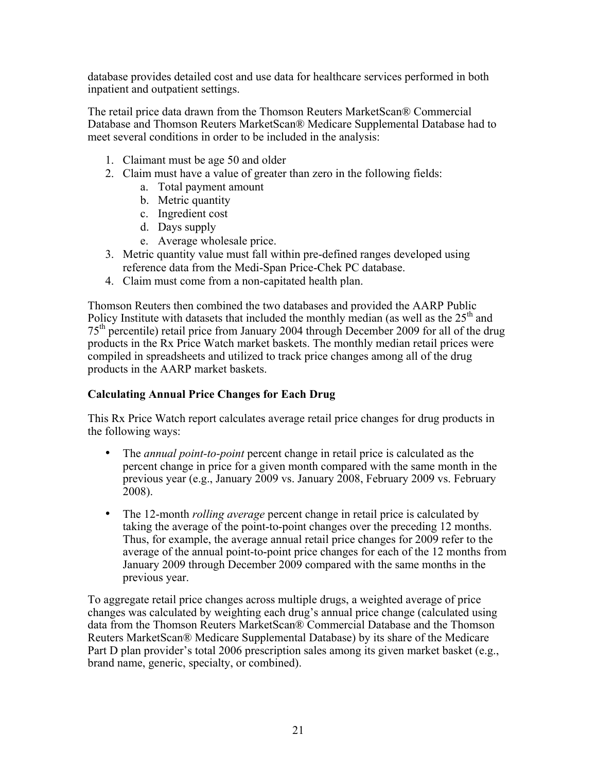database provides detailed cost and use data for healthcare services performed in both inpatient and outpatient settings.

The retail price data drawn from the Thomson Reuters MarketScan® Commercial Database and Thomson Reuters MarketScan® Medicare Supplemental Database had to meet several conditions in order to be included in the analysis:

1. Claimant must be age 50 and older
2. Claim must have a value of greater than zero in the following fields:
   a. Total payment amount
   b. Metric quantity
   c. Ingredient cost
   d. Days supply
   e. Average wholesale price.
3. Metric quantity value must fall within pre-defined ranges developed using reference data from the Medi-Span Price-Chek PC database.
4. Claim must come from a non-capitated health plan.

Thomson Reuters then combined the two databases and provided the AARP Public Policy Institute with datasets that included the monthly median (as well as the 25th and 75th percentile) retail price from January 2004 through December 2009 for all of the drug products in the Rx Price Watch market baskets. The monthly median retail prices were compiled in spreadsheets and utilized to track price changes among all of the drug products in the AARP market baskets.

**Calculating Annual Price Changes for Each Drug**

This Rx Price Watch report calculates average retail price changes for drug products in the following ways:

- The *annual point-to-point* percent change in retail price is calculated as the percent change in price for a given month compared with the same month in the previous year (e.g., January 2009 vs. January 2008, February 2009 vs. February 2008).
- The 12-month *rolling average* percent change in retail price is calculated by taking the average of the point-to-point changes over the preceding 12 months. Thus, for example, the average annual retail price changes for 2009 refer to the average of the annual point-to-point price changes for each of the 12 months from January 2009 through December 2009 compared with the same months in the previous year.

To aggregate retail price changes across multiple drugs, a weighted average of price changes was calculated by weighting each drug's annual price change (calculated using data from the Thomson Reuters MarketScan® Commercial Database and the Thomson Reuters MarketScan® Medicare Supplemental Database) by its share of the Medicare Part D plan provider's total 2006 prescription sales among its given market basket (e.g., brand name, generic, specialty, or combined).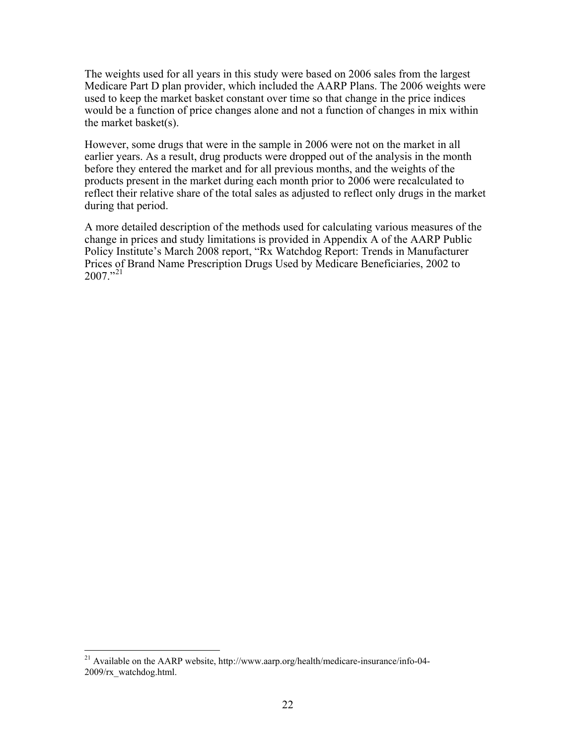The weights used for all years in this study were based on 2006 sales from the largest Medicare Part D plan provider, which included the AARP Plans. The 2006 weights were used to keep the market basket constant over time so that change in the price indices would be a function of price changes alone and not a function of changes in mix within the market basket(s).

However, some drugs that were in the sample in 2006 were not on the market in all earlier years. As a result, drug products were dropped out of the analysis in the month before they entered the market and for all previous months, and the weights of the products present in the market during each month prior to 2006 were recalculated to reflect their relative share of the total sales as adjusted to reflect only drugs in the market during that period.

A more detailed description of the methods used for calculating various measures of the change in prices and study limitations is provided in Appendix A of the AARP Public Policy Institute's March 2008 report, "Rx Watchdog Report: Trends in Manufacturer Prices of Brand Name Prescription Drugs Used by Medicare Beneficiaries, 2002 to 2007."[21]

---

[21] Available on the AARP website, http://www.aarp.org/health/medicare-insurance/info-04-2009/rx_watchdog.html.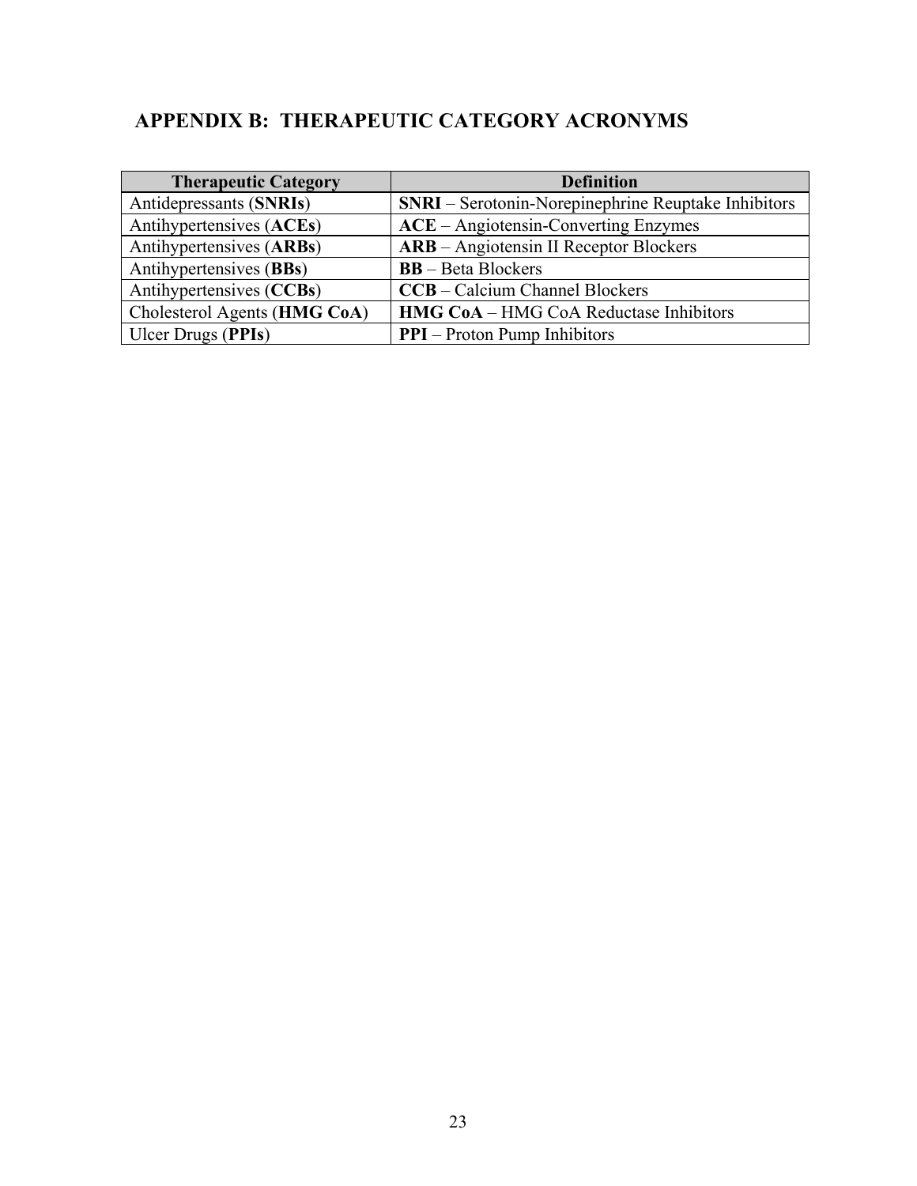## APPENDIX B: THERAPEUTIC CATEGORY ACRONYMS

| Therapeutic Category | Definition |
|---|---|
| Antidepressants (**SNRIs**) | **SNRI** – Serotonin-Norepinephrine Reuptake Inhibitors |
| Antihypertensives (**ACEs**) | **ACE** – Angiotensin-Converting Enzymes |
| Antihypertensives (**ARBs**) | **ARB** – Angiotensin II Receptor Blockers |
| Antihypertensives (**BBs**) | **BB** – Beta Blockers |
| Antihypertensives (**CCBs**) | **CCB** – Calcium Channel Blockers |
| Cholesterol Agents (**HMG CoA**) | **HMG CoA** – HMG CoA Reductase Inhibitors |
| Ulcer Drugs (**PPIs**) | **PPI** – Proton Pump Inhibitors |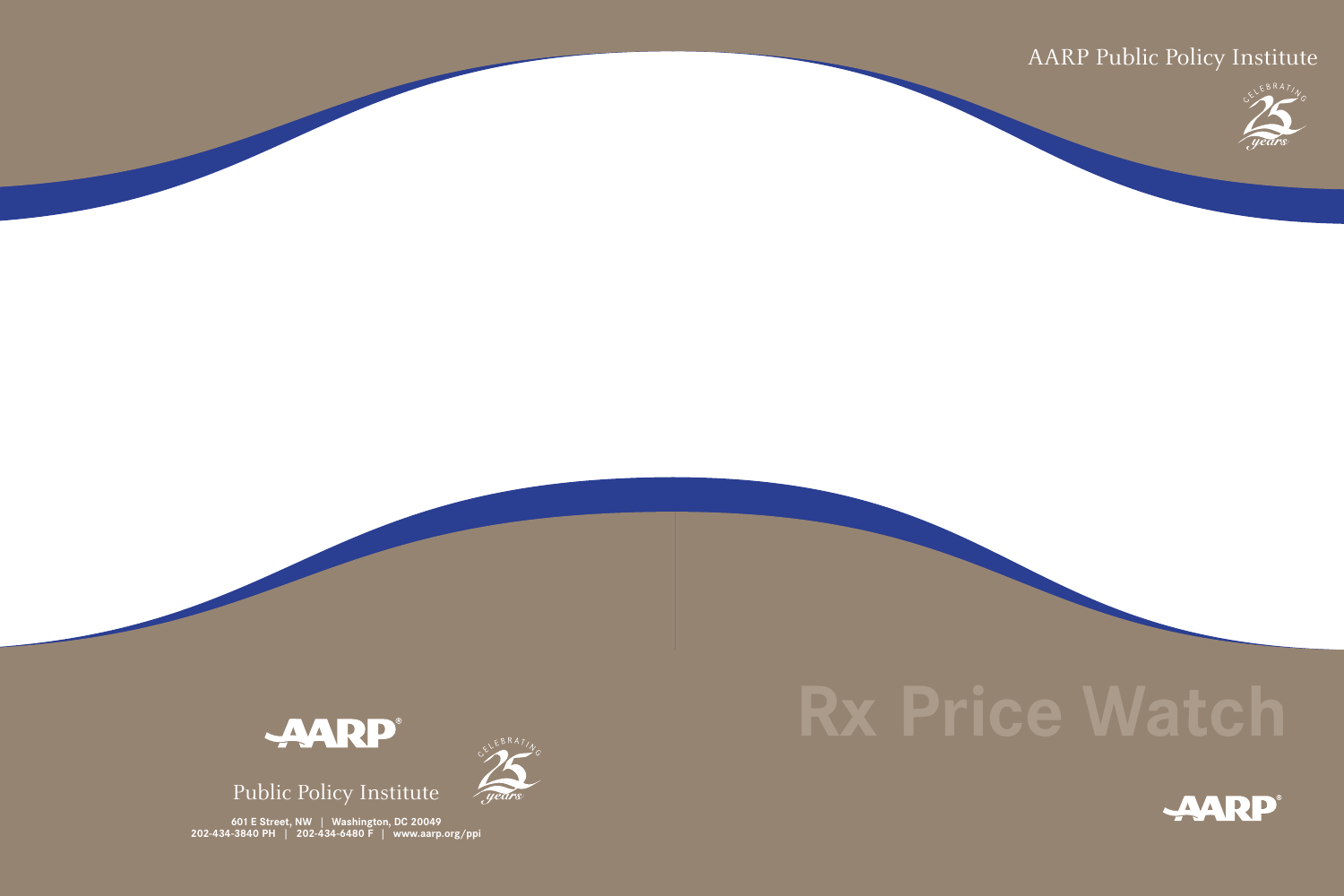AARP Public Policy Institute

CELEBRATING 25 years

AARP

Public Policy Institute

CELEBRATING 25 years

601 E Street, NW | Washington, DC 20049
202-434-3840 PH | 202-434-6480 F | www.aarp.org/ppi

# Rx Price Watch

AARP